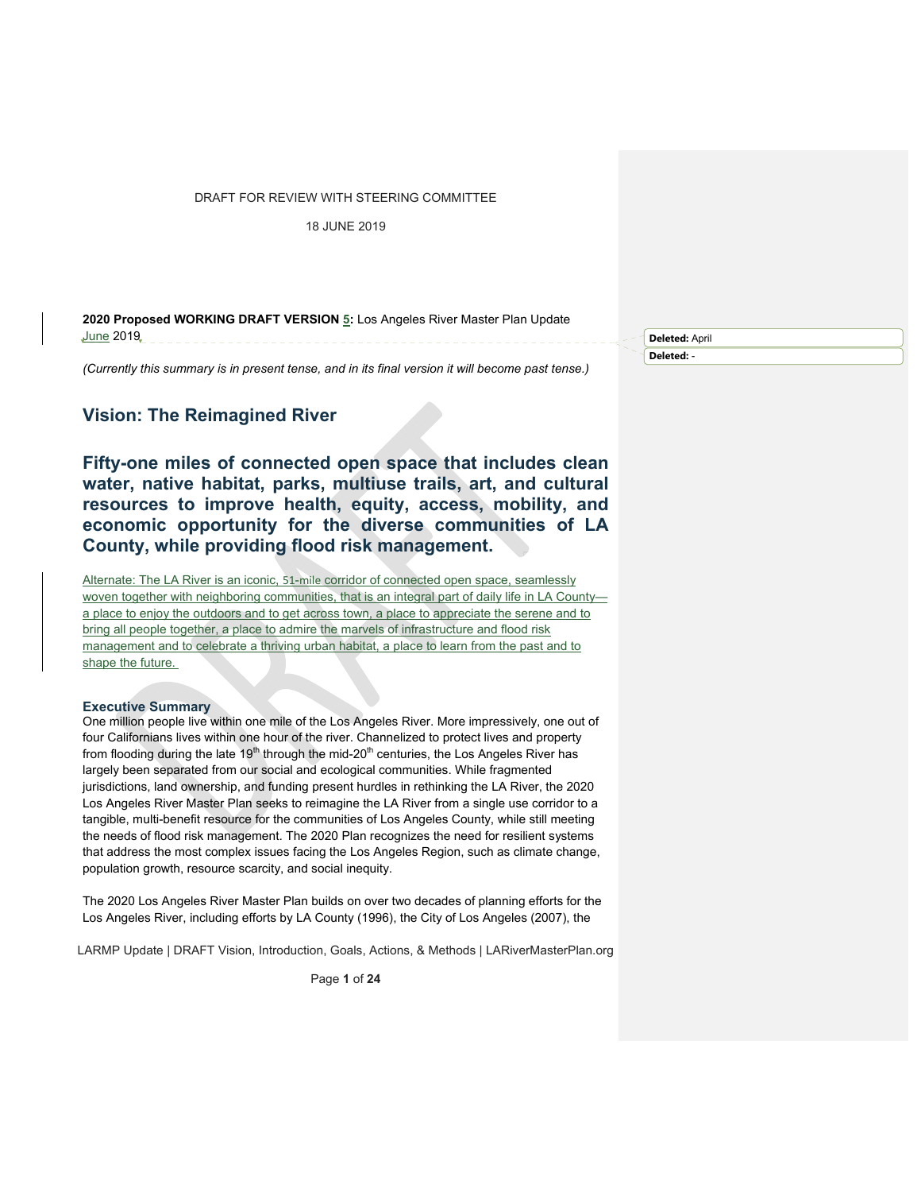DRAFT FOR REVIEW WITH STEERING COMMITTEE

18 JUNE 2019

**2020 Proposed WORKING DRAFT VERSION 5:** Los Angeles River Master Plan Update June 2019

*(Currently this summary is in present tense, and in its final version it will become past tense.)*

## Vision: The Reimagined River

### Fifty-one miles of connected open space that includes clean water, native habitat, parks, multiuse trails, art, and cultural resources to improve health, equity, access, mobility, and economic opportunity for the diverse communities of LA County, while providing flood risk management.

Alternate: The LA River is an iconic, 51-mile corridor of connected open space, seamlessly woven together with neighboring communities, that is an integral part of daily life in LA County—a place to enjoy the outdoors and to get across town, a place to appreciate the serene and to bring all people together, a place to admire the marvels of infrastructure and flood risk management and to celebrate a thriving urban habitat, a place to learn from the past and to shape the future.

### Executive Summary

One million people live within one mile of the Los Angeles River. More impressively, one out of four Californians lives within one hour of the river. Channelized to protect lives and property from flooding during the late 19th through the mid-20th centuries, the Los Angeles River has largely been separated from our social and ecological communities. While fragmented jurisdictions, land ownership, and funding present hurdles in rethinking the LA River, the 2020 Los Angeles River Master Plan seeks to reimagine the LA River from a single use corridor to a tangible, multi-benefit resource for the communities of Los Angeles County, while still meeting the needs of flood risk management. The 2020 Plan recognizes the need for resilient systems that address the most complex issues facing the Los Angeles Region, such as climate change, population growth, resource scarcity, and social inequity.

The 2020 Los Angeles River Master Plan builds on over two decades of planning efforts for the Los Angeles River, including efforts by LA County (1996), the City of Los Angeles (2007), the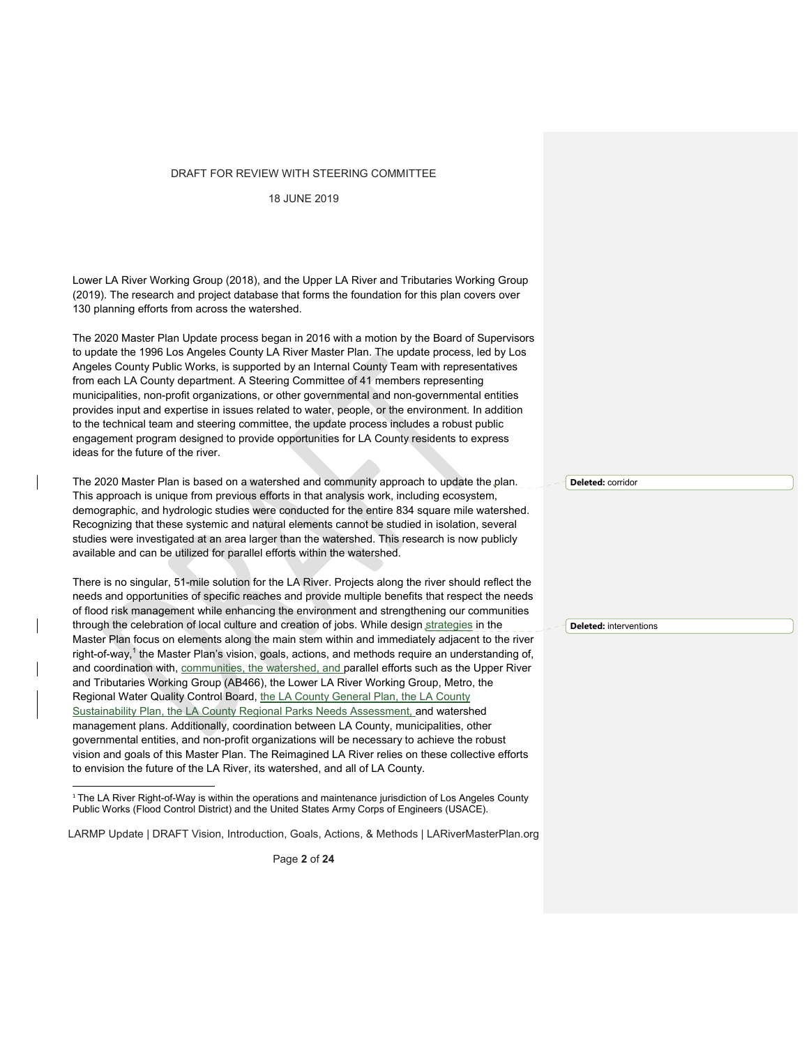Lower LA River Working Group (2018), and the Upper LA River and Tributaries Working Group (2019). The research and project database that forms the foundation for this plan covers over 130 planning efforts from across the watershed.

The 2020 Master Plan Update process began in 2016 with a motion by the Board of Supervisors to update the 1996 Los Angeles County LA River Master Plan. The update process, led by Los Angeles County Public Works, is supported by an Internal County Team with representatives from each LA County department. A Steering Committee of 41 members representing municipalities, non-profit organizations, or other governmental and non-governmental entities provides input and expertise in issues related to water, people, or the environment. In addition to the technical team and steering committee, the update process includes a robust public engagement program designed to provide opportunities for LA County residents to express ideas for the future of the river.

The 2020 Master Plan is based on a watershed and community approach to update the plan. This approach is unique from previous efforts in that analysis work, including ecosystem, demographic, and hydrologic studies were conducted for the entire 834 square mile watershed. Recognizing that these systemic and natural elements cannot be studied in isolation, several studies were investigated at an area larger than the watershed. This research is now publicly available and can be utilized for parallel efforts within the watershed.

There is no singular, 51-mile solution for the LA River. Projects along the river should reflect the needs and opportunities of specific reaches and provide multiple benefits that respect the needs of flood risk management while enhancing the environment and strengthening our communities through the celebration of local culture and creation of jobs. While design strategies in the Master Plan focus on elements along the main stem within and immediately adjacent to the river right-of-way,[1] the Master Plan's vision, goals, actions, and methods require an understanding of, and coordination with, communities, the watershed, and parallel efforts such as the Upper River and Tributaries Working Group (AB466), the Lower LA River Working Group, Metro, the Regional Water Quality Control Board, the LA County General Plan, the LA County Sustainability Plan, the LA County Regional Parks Needs Assessment, and watershed management plans. Additionally, coordination between LA County, municipalities, other governmental entities, and non-profit organizations will be necessary to achieve the robust vision and goals of this Master Plan. The Reimagined LA River relies on these collective efforts to envision the future of the LA River, its watershed, and all of LA County.

[1] The LA River Right-of-Way is within the operations and maintenance jurisdiction of Los Angeles County Public Works (Flood Control District) and the United States Army Corps of Engineers (USACE).

**Deleted:** corridor

**Deleted:** interventions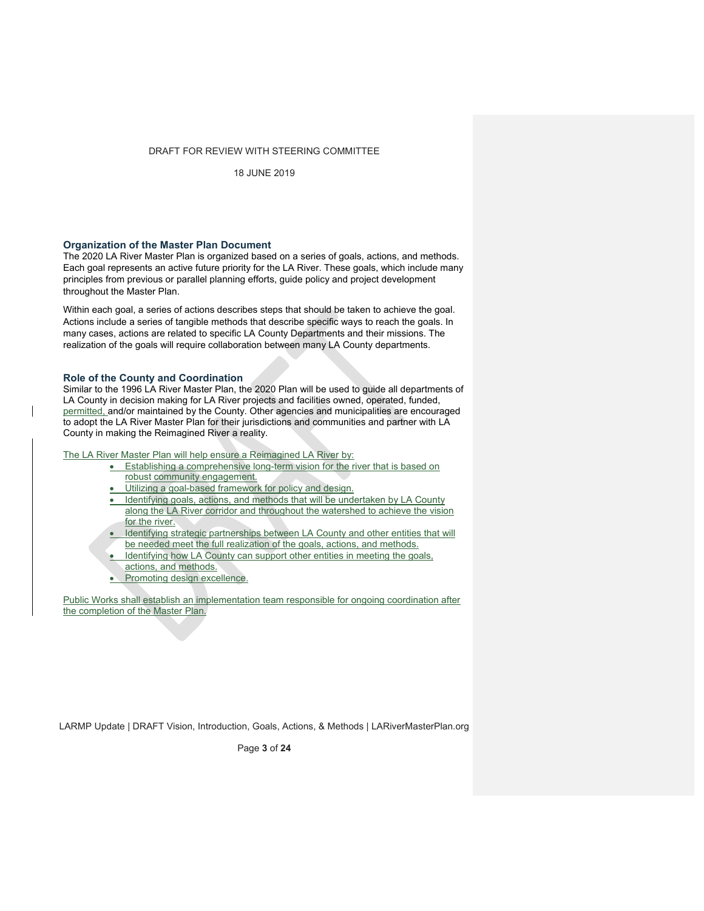## Organization of the Master Plan Document

The 2020 LA River Master Plan is organized based on a series of goals, actions, and methods. Each goal represents an active future priority for the LA River. These goals, which include many principles from previous or parallel planning efforts, guide policy and project development throughout the Master Plan.

Within each goal, a series of actions describes steps that should be taken to achieve the goal. Actions include a series of tangible methods that describe specific ways to reach the goals. In many cases, actions are related to specific LA County Departments and their missions. The realization of the goals will require collaboration between many LA County departments.

## Role of the County and Coordination

Similar to the 1996 LA River Master Plan, the 2020 Plan will be used to guide all departments of LA County in decision making for LA River projects and facilities owned, operated, funded, permitted, and/or maintained by the County. Other agencies and municipalities are encouraged to adopt the LA River Master Plan for their jurisdictions and communities and partner with LA County in making the Reimagined River a reality.

The LA River Master Plan will help ensure a Reimagined LA River by:

- Establishing a comprehensive long-term vision for the river that is based on robust community engagement.
- Utilizing a goal-based framework for policy and design.
- Identifying goals, actions, and methods that will be undertaken by LA County along the LA River corridor and throughout the watershed to achieve the vision for the river.
- Identifying strategic partnerships between LA County and other entities that will be needed meet the full realization of the goals, actions, and methods.
- Identifying how LA County can support other entities in meeting the goals, actions, and methods.
- Promoting design excellence.

Public Works shall establish an implementation team responsible for ongoing coordination after the completion of the Master Plan.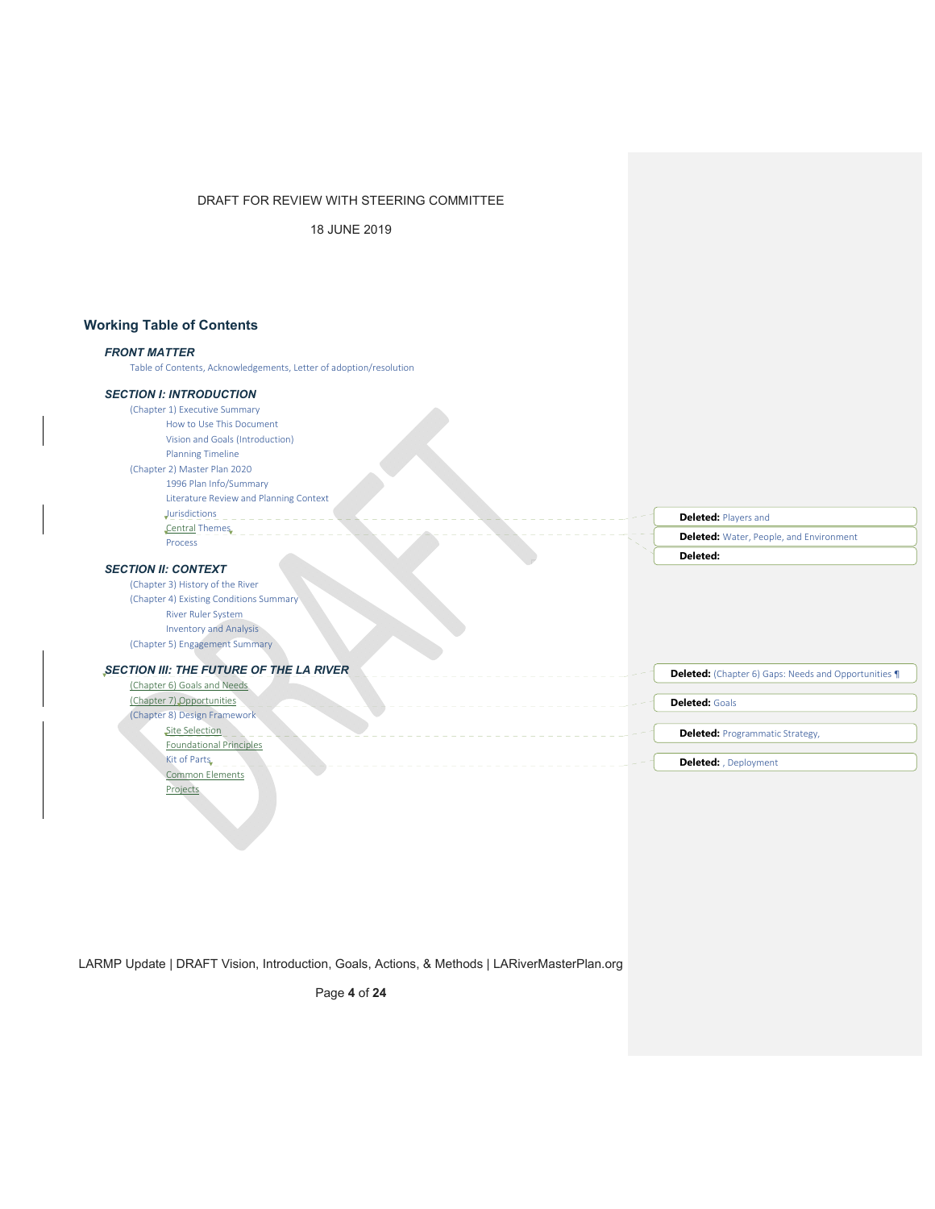DRAFT FOR REVIEW WITH STEERING COMMITTEE

18 JUNE 2019

## Working Table of Contents

### *FRONT MATTER*

Table of Contents, Acknowledgements, Letter of adoption/resolution

### *SECTION I: INTRODUCTION*

- (Chapter 1) Executive Summary
  - How to Use This Document
  - Vision and Goals (Introduction)
  - Planning Timeline
- (Chapter 2) Master Plan 2020
  - 1996 Plan Info/Summary
  - Literature Review and Planning Context
  - Jurisdictions
  - Central Themes
  - Process

### *SECTION II: CONTEXT*

- (Chapter 3) History of the River
- (Chapter 4) Existing Conditions Summary
  - River Ruler System
  - Inventory and Analysis
- (Chapter 5) Engagement Summary

### *SECTION III: THE FUTURE OF THE LA RIVER*

- (Chapter 6) Goals and Needs
- (Chapter 7) Opportunities
- (Chapter 8) Design Framework
  - Site Selection
  - Foundational Principles
  - Kit of Parts
  - Common Elements
  - Projects

**Deleted:** Players and

**Deleted:** Water, People, and Environment

**Deleted:**

**Deleted:** (Chapter 6) Gaps: Needs and Opportunities ¶

**Deleted:** Goals

**Deleted:** Programmatic Strategy,

**Deleted:** , Deployment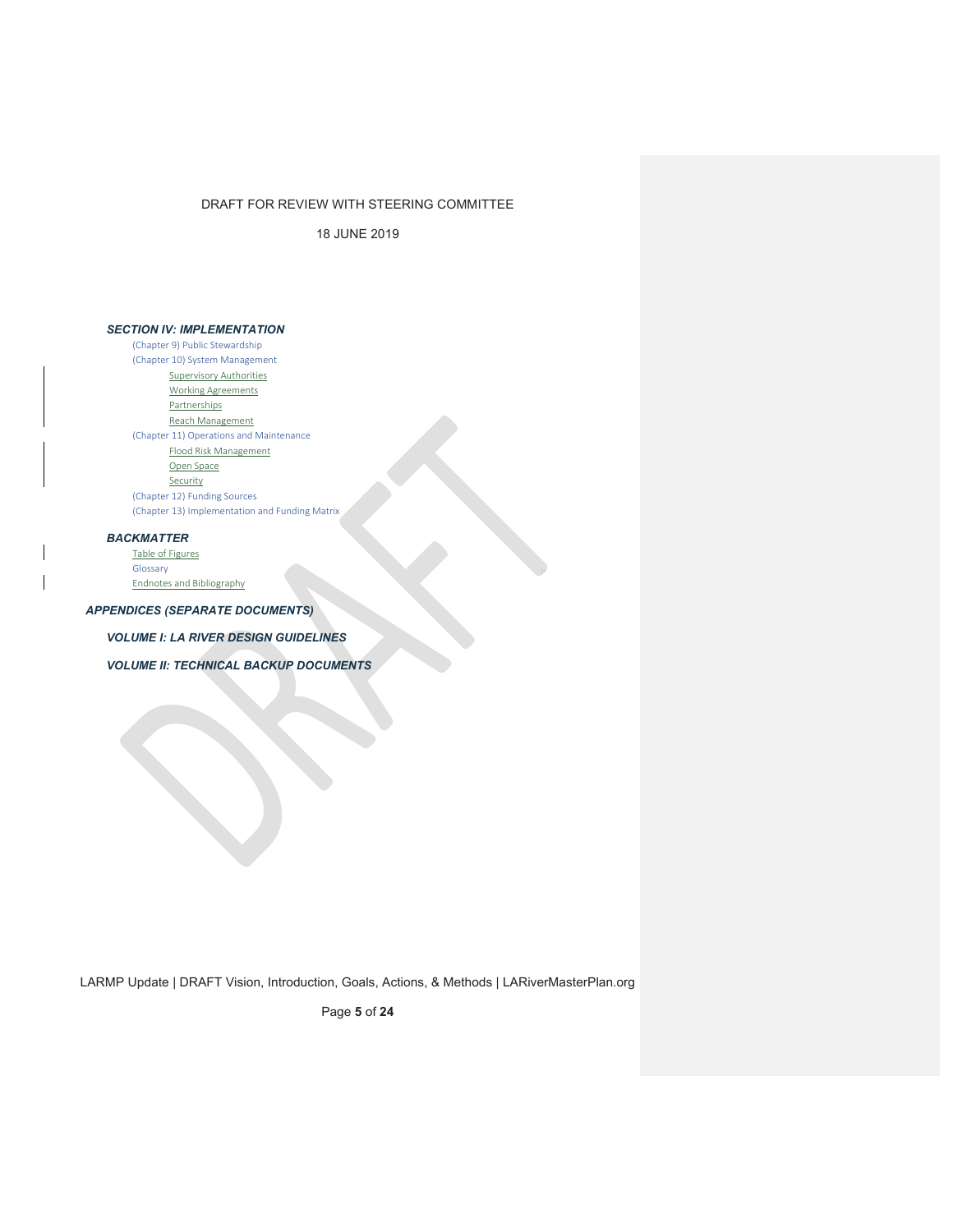### *SECTION IV: IMPLEMENTATION*

- (Chapter 9) Public Stewardship
- (Chapter 10) System Management
  - Supervisory Authorities
  - Working Agreements
  - Partnerships
  - Reach Management
- (Chapter 11) Operations and Maintenance
  - Flood Risk Management
  - Open Space
  - Security
- (Chapter 12) Funding Sources
- (Chapter 13) Implementation and Funding Matrix

### *BACKMATTER*

- Table of Figures
- Glossary
- Endnotes and Bibliography

### *APPENDICES (SEPARATE DOCUMENTS)*

### *VOLUME I: LA RIVER DESIGN GUIDELINES*

### *VOLUME II: TECHNICAL BACKUP DOCUMENTS*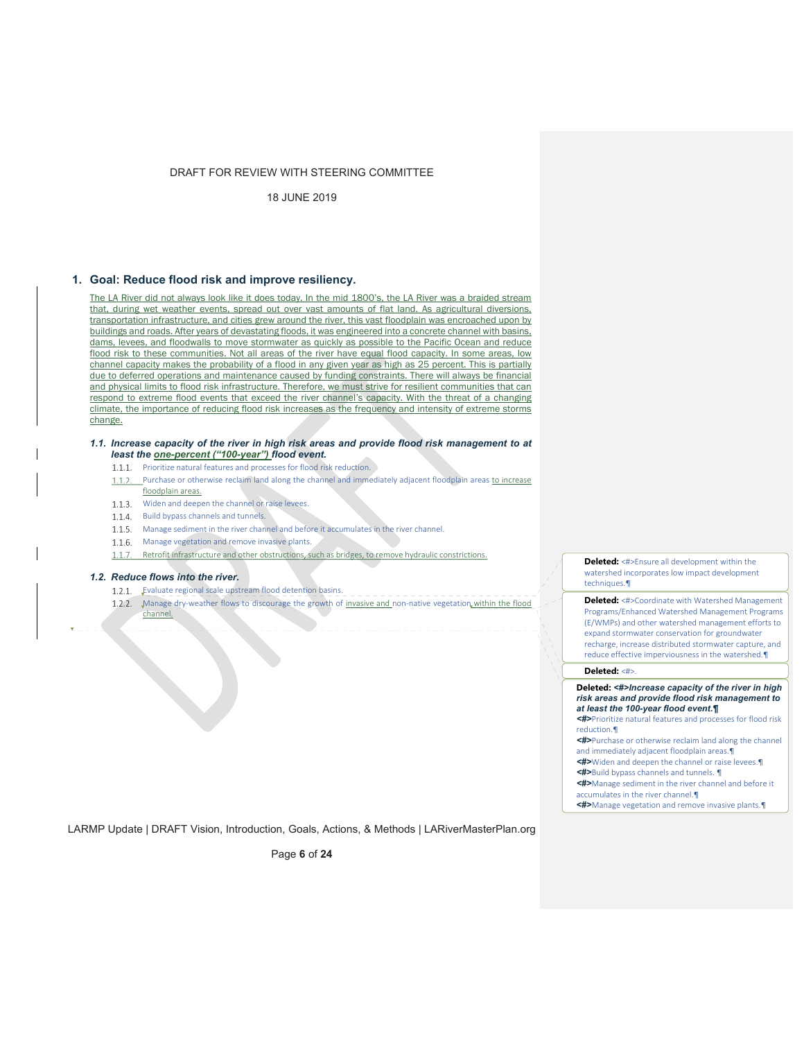DRAFT FOR REVIEW WITH STEERING COMMITTEE

18 JUNE 2019

## 1. Goal: Reduce flood risk and improve resiliency.

The LA River did not always look like it does today. In the mid 1800's, the LA River was a braided stream that, during wet weather events, spread out over vast amounts of flat land. As agricultural diversions, transportation infrastructure, and cities grew around the river, this vast floodplain was encroached upon by buildings and roads. After years of devastating floods, it was engineered into a concrete channel with basins, dams, levees, and floodwalls to move stormwater as quickly as possible to the Pacific Ocean and reduce flood risk to these communities. Not all areas of the river have equal flood capacity. In some areas, low channel capacity makes the probability of a flood in any given year as high as 25 percent. This is partially due to deferred operations and maintenance caused by funding constraints. There will always be financial and physical limits to flood risk infrastructure. Therefore, we must strive for resilient communities that can respond to extreme flood events that exceed the river channel's capacity. With the threat of a changing climate, the importance of reducing flood risk increases as the frequency and intensity of extreme storms change.

### *1.1. Increase capacity of the river in high risk areas and provide flood risk management to at least the one-percent ("100-year") flood event.*

- 1.1.1. Prioritize natural features and processes for flood risk reduction.
- 1.1.2. Purchase or otherwise reclaim land along the channel and immediately adjacent floodplain areas to increase floodplain areas.
- 1.1.3. Widen and deepen the channel or raise levees.
- 1.1.4. Build bypass channels and tunnels.
- 1.1.5. Manage sediment in the river channel and before it accumulates in the river channel.
- 1.1.6. Manage vegetation and remove invasive plants.
- 1.1.7. Retrofit infrastructure and other obstructions, such as bridges, to remove hydraulic constrictions.

### *1.2. Reduce flows into the river.*

- 1.2.1. Evaluate regional scale upstream flood detention basins.
- 1.2.2. Manage dry-weather flows to discourage the growth of invasive and non-native vegetation within the flood channel.

**Deleted:** <#>Ensure all development within the watershed incorporates low impact development techniques.¶

**Deleted:** <#>Coordinate with Watershed Management Programs/Enhanced Watershed Management Programs (E/WMPs) and other watershed management efforts to expand stormwater conservation for groundwater recharge, increase distributed stormwater capture, and reduce effective imperviousness in the watershed.¶

**Deleted:** <#>.

**Deleted:** ***<#>Increase capacity of the river in high risk areas and provide flood risk management to at least the 100-year flood event.¶***
**<#>**Prioritize natural features and processes for flood risk reduction.¶
**<#>**Purchase or otherwise reclaim land along the channel and immediately adjacent floodplain areas.¶
**<#>**Widen and deepen the channel or raise levees.¶
**<#>**Build bypass channels and tunnels. ¶
**<#>**Manage sediment in the river channel and before it accumulates in the river channel.¶
**<#>**Manage vegetation and remove invasive plants.¶

LARMP Update | DRAFT Vision, Introduction, Goals, Actions, & Methods | LARiverMasterPlan.org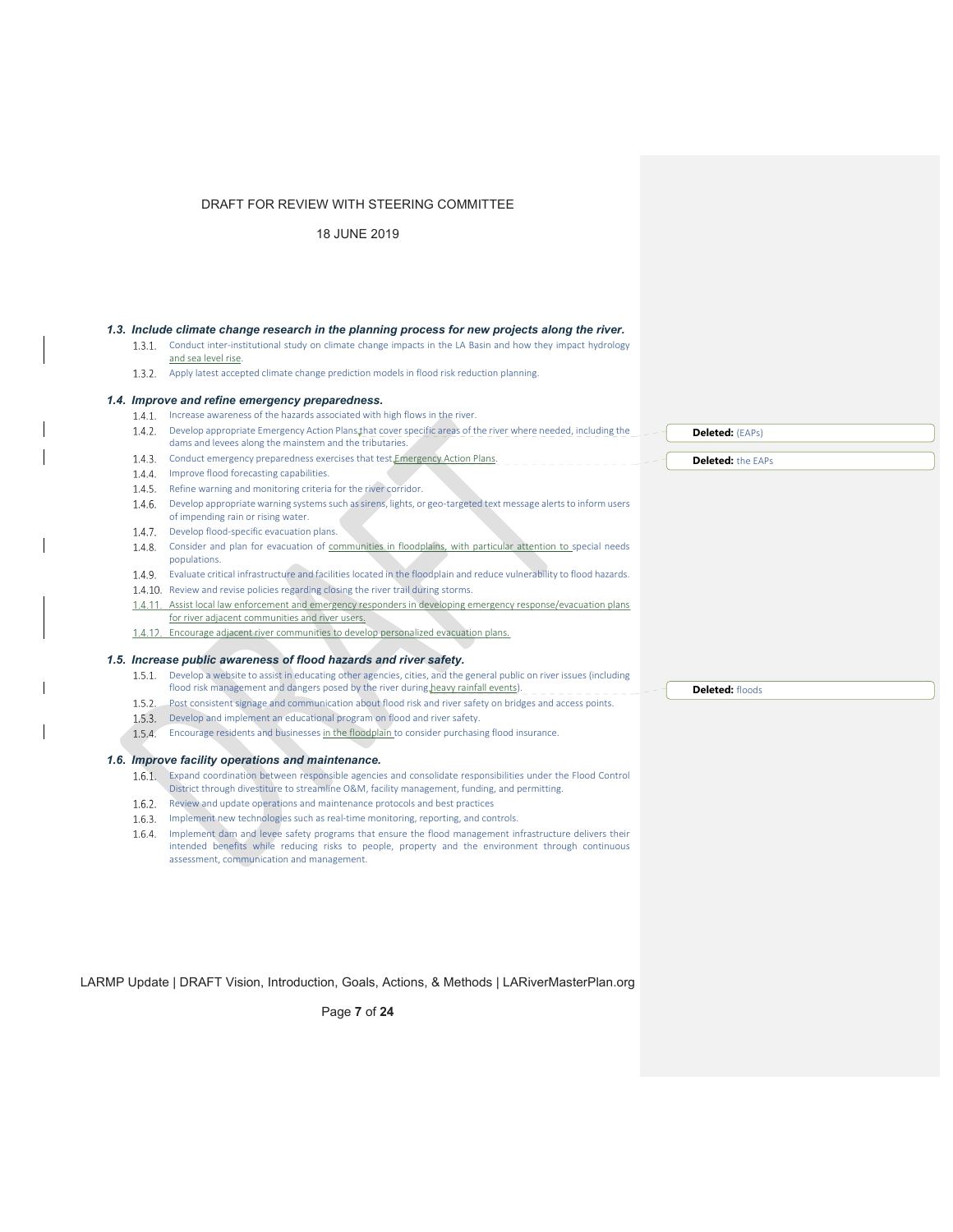### *1.3. Include climate change research in the planning process for new projects along the river.*

1.3.1. Conduct inter-institutional study on climate change impacts in the LA Basin and how they impact hydrology and sea level rise.

1.3.2. Apply latest accepted climate change prediction models in flood risk reduction planning.

### *1.4. Improve and refine emergency preparedness.*

1.4.1. Increase awareness of the hazards associated with high flows in the river.

1.4.2. Develop appropriate Emergency Action Plans that cover specific areas of the river where needed, including the dams and levees along the mainstem and the tributaries.

1.4.3. Conduct emergency preparedness exercises that test Emergency Action Plans.

1.4.4. Improve flood forecasting capabilities.

1.4.5. Refine warning and monitoring criteria for the river corridor.

1.4.6. Develop appropriate warning systems such as sirens, lights, or geo-targeted text message alerts to inform users of impending rain or rising water.

1.4.7. Develop flood-specific evacuation plans.

1.4.8. Consider and plan for evacuation of communities in floodplains, with particular attention to special needs populations.

1.4.9. Evaluate critical infrastructure and facilities located in the floodplain and reduce vulnerability to flood hazards.

1.4.10. Review and revise policies regarding closing the river trail during storms.

1.4.11. Assist local law enforcement and emergency responders in developing emergency response/evacuation plans for river adjacent communities and river users.

1.4.12. Encourage adjacent river communities to develop personalized evacuation plans.

### *1.5. Increase public awareness of flood hazards and river safety.*

1.5.1. Develop a website to assist in educating other agencies, cities, and the general public on river issues (including flood risk management and dangers posed by the river during heavy rainfall events).

1.5.2. Post consistent signage and communication about flood risk and river safety on bridges and access points.

1.5.3. Develop and implement an educational program on flood and river safety.

1.5.4. Encourage residents and businesses in the floodplain to consider purchasing flood insurance.

### *1.6. Improve facility operations and maintenance.*

1.6.1. Expand coordination between responsible agencies and consolidate responsibilities under the Flood Control District through divestiture to streamline O&M, facility management, funding, and permitting.

1.6.2. Review and update operations and maintenance protocols and best practices

1.6.3. Implement new technologies such as real-time monitoring, reporting, and controls.

1.6.4. Implement dam and levee safety programs that ensure the flood management infrastructure delivers their intended benefits while reducing risks to people, property and the environment through continuous assessment, communication and management.

**Deleted:** (EAPs)

**Deleted:** the EAPs

**Deleted:** floods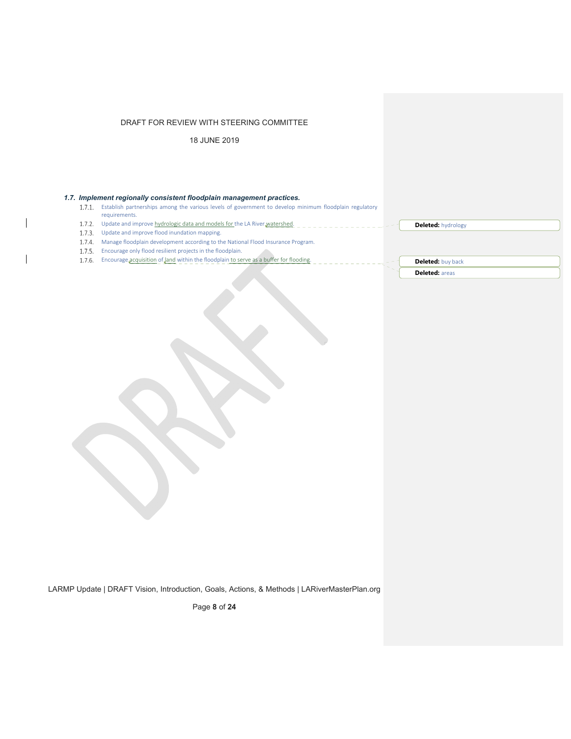### *1.7. Implement regionally consistent floodplain management practices.*

- 1.7.1. Establish partnerships among the various levels of government to develop minimum floodplain regulatory requirements.
- 1.7.2. Update and improve hydrologic data and models for the LA River watershed.
- 1.7.3. Update and improve flood inundation mapping.
- 1.7.4. Manage floodplain development according to the National Flood Insurance Program.
- 1.7.5. Encourage only flood resilient projects in the floodplain.
- 1.7.6. Encourage acquisition of land within the floodplain to serve as a buffer for flooding.

**Deleted:** hydrology

**Deleted:** buy back

**Deleted:** areas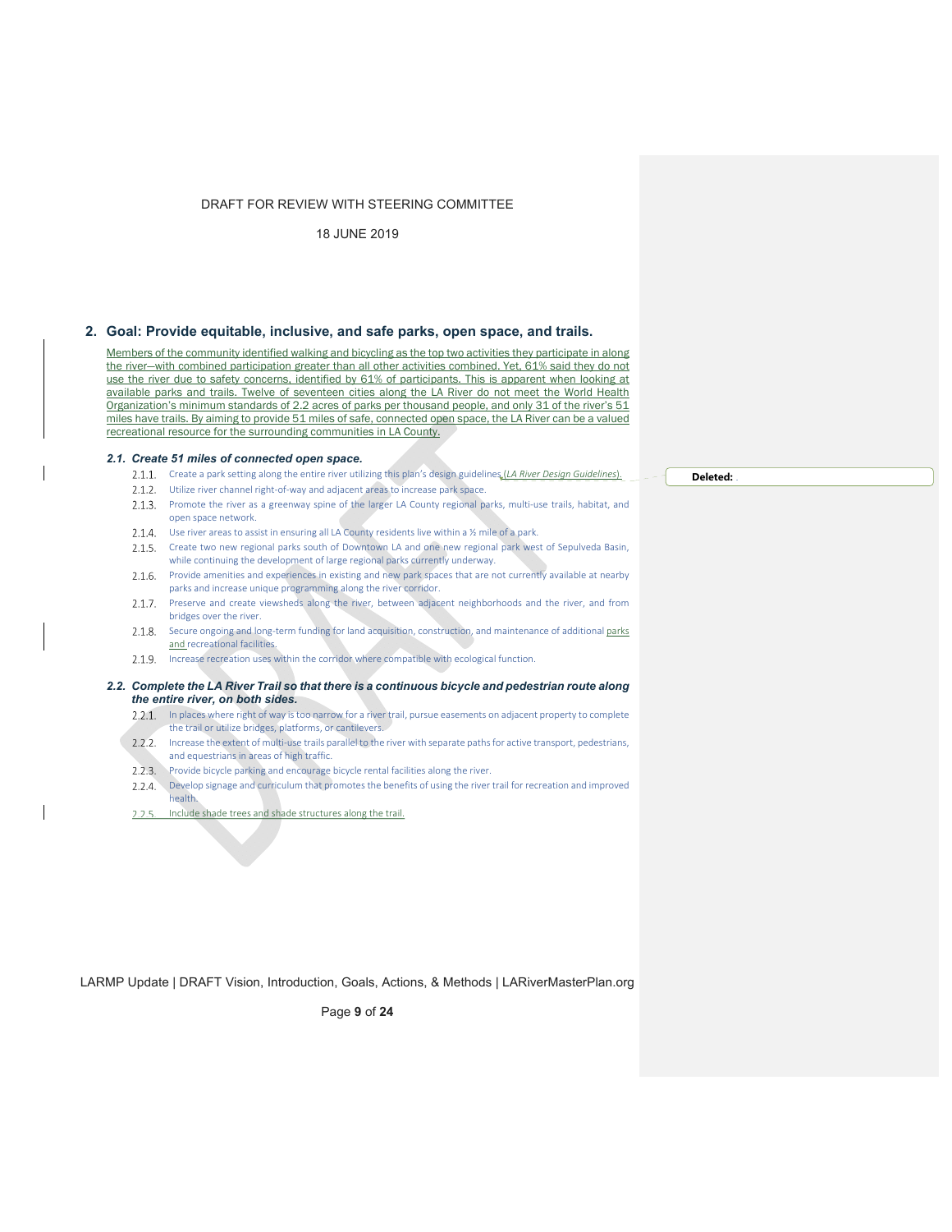## 2. Goal: Provide equitable, inclusive, and safe parks, open space, and trails.

Members of the community identified walking and bicycling as the top two activities they participate in along the river—with combined participation greater than all other activities combined. Yet, 61% said they do not use the river due to safety concerns, identified by 61% of participants. This is apparent when looking at available parks and trails. Twelve of seventeen cities along the LA River do not meet the World Health Organization's minimum standards of 2.2 acres of parks per thousand people, and only 31 of the river's 51 miles have trails. By aiming to provide 51 miles of safe, connected open space, the LA River can be a valued recreational resource for the surrounding communities in LA County.

### 2.1. Create 51 miles of connected open space.

2.1.1. Create a park setting along the entire river utilizing this plan's design guidelines (*LA River Design Guidelines*).

2.1.2. Utilize river channel right-of-way and adjacent areas to increase park space.

2.1.3. Promote the river as a greenway spine of the larger LA County regional parks, multi-use trails, habitat, and open space network.

2.1.4. Use river areas to assist in ensuring all LA County residents live within a ½ mile of a park.

2.1.5. Create two new regional parks south of Downtown LA and one new regional park west of Sepulveda Basin, while continuing the development of large regional parks currently underway.

2.1.6. Provide amenities and experiences in existing and new park spaces that are not currently available at nearby parks and increase unique programming along the river corridor.

2.1.7. Preserve and create viewsheds along the river, between adjacent neighborhoods and the river, and from bridges over the river.

2.1.8. Secure ongoing and long-term funding for land acquisition, construction, and maintenance of additional parks and recreational facilities.

2.1.9. Increase recreation uses within the corridor where compatible with ecological function.

### 2.2. Complete the LA River Trail so that there is a continuous bicycle and pedestrian route along the entire river, on both sides.

2.2.1. In places where right of way is too narrow for a river trail, pursue easements on adjacent property to complete the trail or utilize bridges, platforms, or cantilevers.

2.2.2. Increase the extent of multi-use trails parallel to the river with separate paths for active transport, pedestrians, and equestrians in areas of high traffic.

2.2.3. Provide bicycle parking and encourage bicycle rental facilities along the river.

2.2.4. Develop signage and curriculum that promotes the benefits of using the river trail for recreation and improved health.

2.2.5. Include shade trees and shade structures along the trail.

**Deleted:** .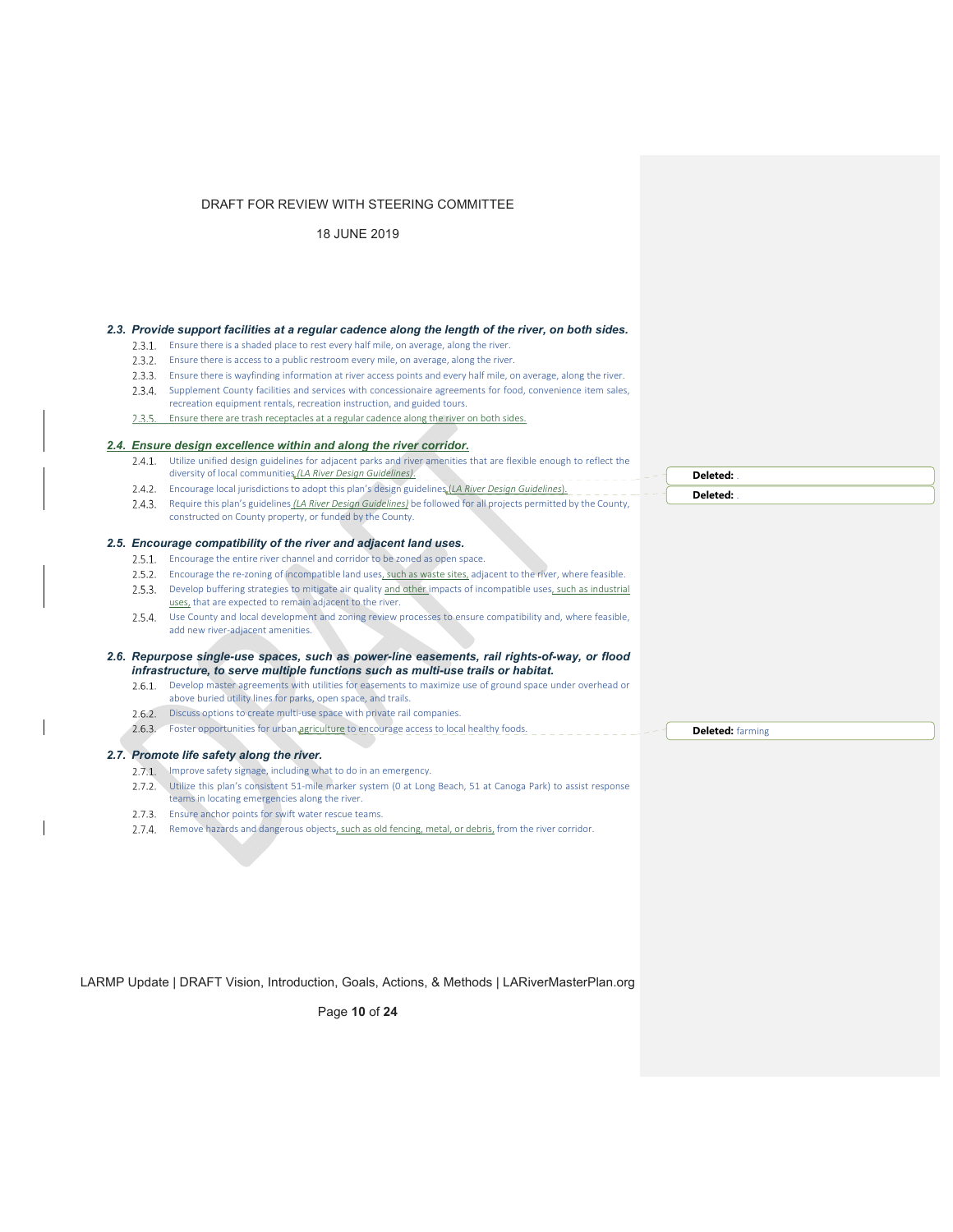DRAFT FOR REVIEW WITH STEERING COMMITTEE

18 JUNE 2019

### *2.3. Provide support facilities at a regular cadence along the length of the river, on both sides.*

- 2.3.1. Ensure there is a shaded place to rest every half mile, on average, along the river.
- 2.3.2. Ensure there is access to a public restroom every mile, on average, along the river.
- 2.3.3. Ensure there is wayfinding information at river access points and every half mile, on average, along the river.
- 2.3.4. Supplement County facilities and services with concessionaire agreements for food, convenience item sales, recreation equipment rentals, recreation instruction, and guided tours.
- 2.3.5. Ensure there are trash receptacles at a regular cadence along the river on both sides.

### *2.4. Ensure design excellence within and along the river corridor.*

- 2.4.1. Utilize unified design guidelines for adjacent parks and river amenities that are flexible enough to reflect the diversity of local communities *(LA River Design Guidelines)*.
- 2.4.2. Encourage local jurisdictions to adopt this plan's design guidelines (*LA River Design Guidelines*).
- 2.4.3. Require this plan's guidelines *(LA River Design Guidelines)* be followed for all projects permitted by the County, constructed on County property, or funded by the County.

**Deleted:** .

**Deleted:** .

### *2.5. Encourage compatibility of the river and adjacent land uses.*

- 2.5.1. Encourage the entire river channel and corridor to be zoned as open space.
- 2.5.2. Encourage the re-zoning of incompatible land uses, such as waste sites, adjacent to the river, where feasible.
- 2.5.3. Develop buffering strategies to mitigate air quality and other impacts of incompatible uses, such as industrial uses, that are expected to remain adjacent to the river.
- 2.5.4. Use County and local development and zoning review processes to ensure compatibility and, where feasible, add new river-adjacent amenities.

### *2.6. Repurpose single-use spaces, such as power-line easements, rail rights-of-way, or flood infrastructure, to serve multiple functions such as multi-use trails or habitat.*

- 2.6.1. Develop master agreements with utilities for easements to maximize use of ground space under overhead or above buried utility lines for parks, open space, and trails.
- 2.6.2. Discuss options to create multi-use space with private rail companies.
- 2.6.3. Foster opportunities for urban agriculture to encourage access to local healthy foods.

**Deleted:** farming

### *2.7. Promote life safety along the river.*

- 2.7.1. Improve safety signage, including what to do in an emergency.
- 2.7.2. Utilize this plan's consistent 51-mile marker system (0 at Long Beach, 51 at Canoga Park) to assist response teams in locating emergencies along the river.
- 2.7.3. Ensure anchor points for swift water rescue teams.
- 2.7.4. Remove hazards and dangerous objects, such as old fencing, metal, or debris, from the river corridor.

LARMP Update | DRAFT Vision, Introduction, Goals, Actions, & Methods | LARiverMasterPlan.org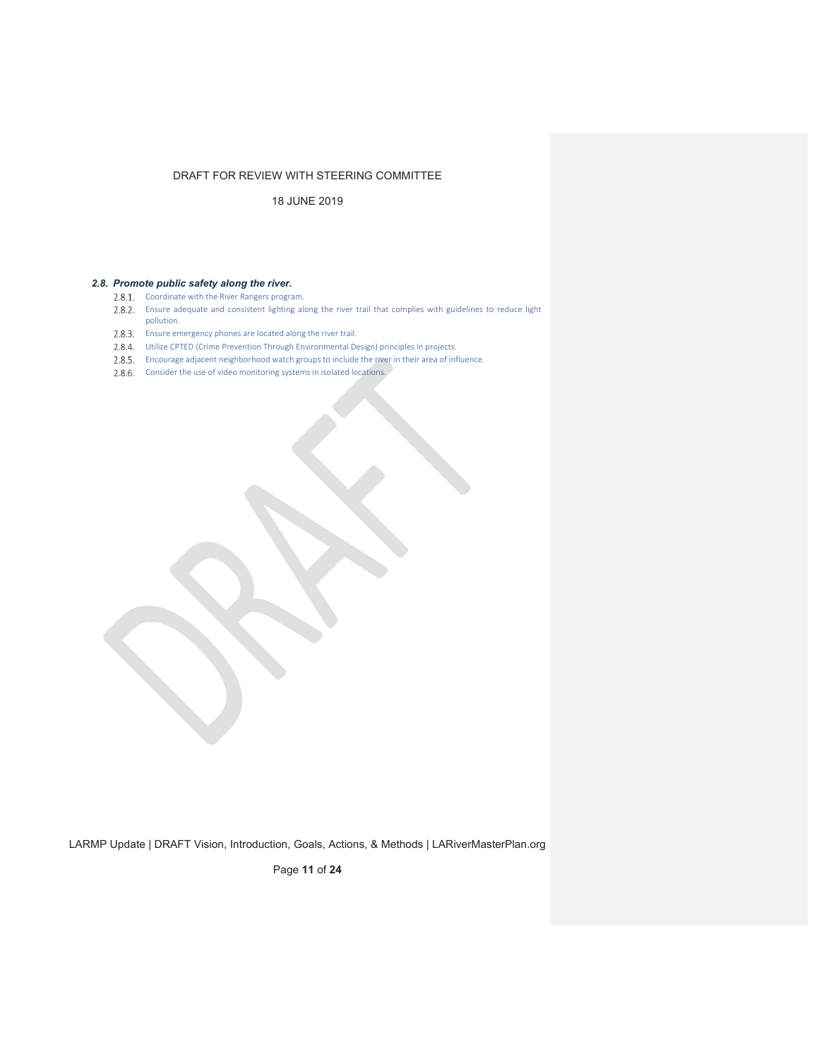### *2.8. Promote public safety along the river.*

2.8.1. Coordinate with the River Rangers program.

2.8.2. Ensure adequate and consistent lighting along the river trail that complies with guidelines to reduce light pollution.

2.8.3. Ensure emergency phones are located along the river trail.

2.8.4. Utilize CPTED (Crime Prevention Through Environmental Design) principles in projects.

2.8.5. Encourage adjacent neighborhood watch groups to include the river in their area of influence.

2.8.6. Consider the use of video monitoring systems in isolated locations.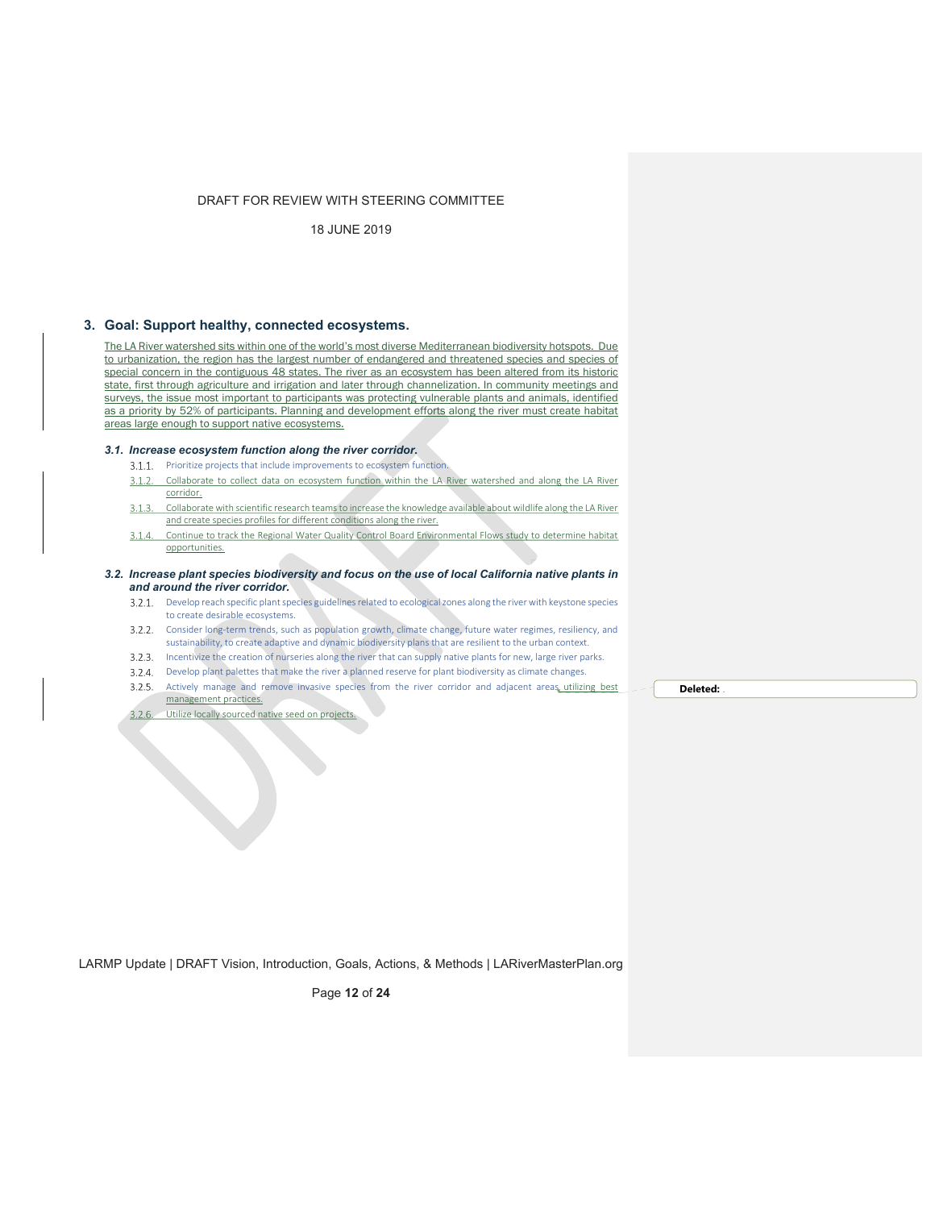## 3. Goal: Support healthy, connected ecosystems.

The LA River watershed sits within one of the world's most diverse Mediterranean biodiversity hotspots. Due to urbanization, the region has the largest number of endangered and threatened species and species of special concern in the contiguous 48 states. The river as an ecosystem has been altered from its historic state, first through agriculture and irrigation and later through channelization. In community meetings and surveys, the issue most important to participants was protecting vulnerable plants and animals, identified as a priority by 52% of participants. Planning and development efforts along the river must create habitat areas large enough to support native ecosystems.

### *3.1. Increase ecosystem function along the river corridor.*

- 3.1.1. Prioritize projects that include improvements to ecosystem function.
- 3.1.2. Collaborate to collect data on ecosystem function within the LA River watershed and along the LA River corridor.
- 3.1.3. Collaborate with scientific research teams to increase the knowledge available about wildlife along the LA River and create species profiles for different conditions along the river.
- 3.1.4. Continue to track the Regional Water Quality Control Board Environmental Flows study to determine habitat opportunities.

### *3.2. Increase plant species biodiversity and focus on the use of local California native plants in and around the river corridor.*

- 3.2.1. Develop reach specific plant species guidelines related to ecological zones along the river with keystone species to create desirable ecosystems.
- 3.2.2. Consider long-term trends, such as population growth, climate change, future water regimes, resiliency, and sustainability, to create adaptive and dynamic biodiversity plans that are resilient to the urban context.
- 3.2.3. Incentivize the creation of nurseries along the river that can supply native plants for new, large river parks.
- 3.2.4. Develop plant palettes that make the river a planned reserve for plant biodiversity as climate changes.
- 3.2.5. Actively manage and remove invasive species from the river corridor and adjacent areas, utilizing best management practices.
- 3.2.6. Utilize locally sourced native seed on projects.

**Deleted:** .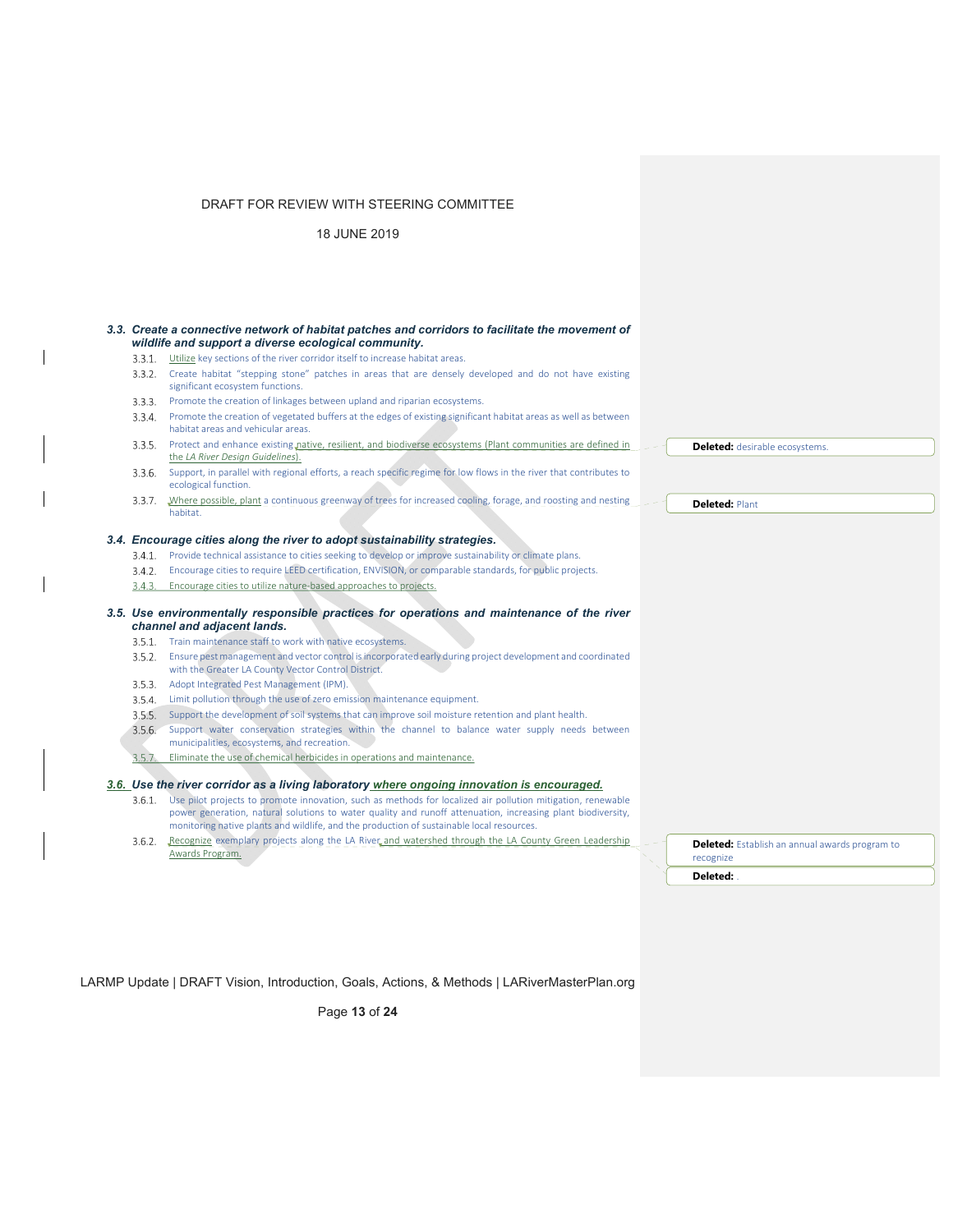### 3.3. Create a connective network of habitat patches and corridors to facilitate the movement of wildlife and support a diverse ecological community.

- 3.3.1. Utilize key sections of the river corridor itself to increase habitat areas.
- 3.3.2. Create habitat "stepping stone" patches in areas that are densely developed and do not have existing significant ecosystem functions.
- 3.3.3. Promote the creation of linkages between upland and riparian ecosystems.
- 3.3.4. Promote the creation of vegetated buffers at the edges of existing significant habitat areas as well as between habitat areas and vehicular areas.
- 3.3.5. Protect and enhance existing native, resilient, and biodiverse ecosystems (Plant communities are defined in the *LA River Design Guidelines*).
- 3.3.6. Support, in parallel with regional efforts, a reach specific regime for low flows in the river that contributes to ecological function.
- 3.3.7. Where possible, plant a continuous greenway of trees for increased cooling, forage, and roosting and nesting habitat.

### 3.4. Encourage cities along the river to adopt sustainability strategies.

- 3.4.1. Provide technical assistance to cities seeking to develop or improve sustainability or climate plans.
- 3.4.2. Encourage cities to require LEED certification, ENVISION, or comparable standards, for public projects.
- 3.4.3. Encourage cities to utilize nature-based approaches to projects.

### 3.5. Use environmentally responsible practices for operations and maintenance of the river channel and adjacent lands.

- 3.5.1. Train maintenance staff to work with native ecosystems.
- 3.5.2. Ensure pest management and vector control is incorporated early during project development and coordinated with the Greater LA County Vector Control District.
- 3.5.3. Adopt Integrated Pest Management (IPM).
- 3.5.4. Limit pollution through the use of zero emission maintenance equipment.
- 3.5.5. Support the development of soil systems that can improve soil moisture retention and plant health.
- 3.5.6. Support water conservation strategies within the channel to balance water supply needs between municipalities, ecosystems, and recreation.
- 3.5.7. Eliminate the use of chemical herbicides in operations and maintenance.

### 3.6. Use the river corridor as a living laboratory where ongoing innovation is encouraged.

- 3.6.1. Use pilot projects to promote innovation, such as methods for localized air pollution mitigation, renewable power generation, natural solutions to water quality and runoff attenuation, increasing plant biodiversity, monitoring native plants and wildlife, and the production of sustainable local resources.
- 3.6.2. Recognize exemplary projects along the LA River and watershed through the LA County Green Leadership Awards Program.

**Deleted:** desirable ecosystems.

**Deleted:** Plant

**Deleted:** Establish an annual awards program to recognize

**Deleted:** .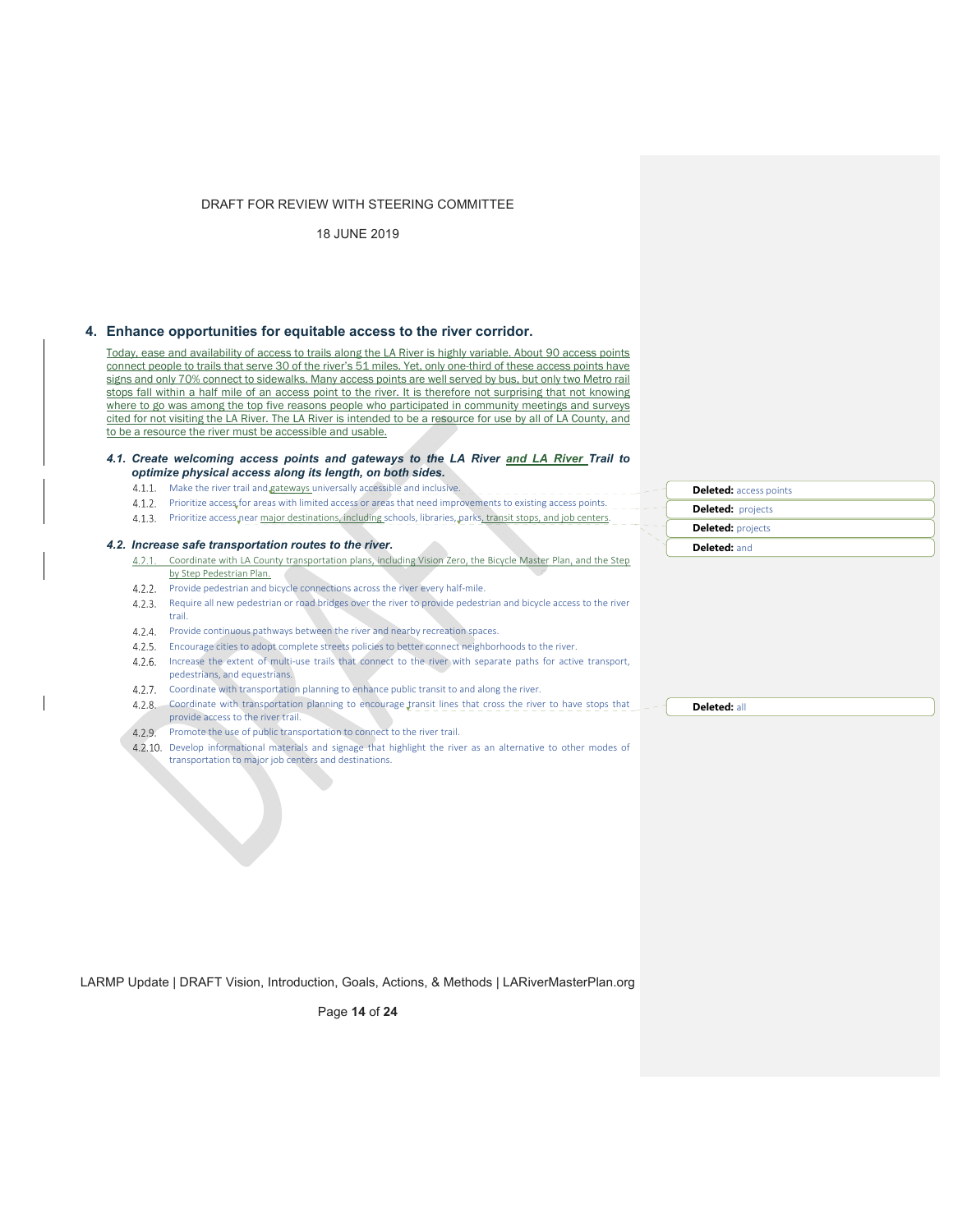DRAFT FOR REVIEW WITH STEERING COMMITTEE

18 JUNE 2019

## 4. Enhance opportunities for equitable access to the river corridor.

Today, ease and availability of access to trails along the LA River is highly variable. About 90 access points connect people to trails that serve 30 of the river's 51 miles. Yet, only one-third of these access points have signs and only 70% connect to sidewalks. Many access points are well served by bus, but only two Metro rail stops fall within a half mile of an access point to the river. It is therefore not surprising that not knowing where to go was among the top five reasons people who participated in community meetings and surveys cited for not visiting the LA River. The LA River is intended to be a resource for use by all of LA County, and to be a resource the river must be accessible and usable.

### *4.1. Create welcoming access points and gateways to the LA River and LA River Trail to optimize physical access along its length, on both sides.*

- 4.1.1. Make the river trail and gateways universally accessible and inclusive.
- 4.1.2. Prioritize access for areas with limited access or areas that need improvements to existing access points.
- 4.1.3. Prioritize access near major destinations, including schools, libraries, parks, transit stops, and job centers.

### *4.2. Increase safe transportation routes to the river.*

- 4.2.1. Coordinate with LA County transportation plans, including Vision Zero, the Bicycle Master Plan, and the Step by Step Pedestrian Plan.
- 4.2.2. Provide pedestrian and bicycle connections across the river every half-mile.
- 4.2.3. Require all new pedestrian or road bridges over the river to provide pedestrian and bicycle access to the river trail.
- 4.2.4. Provide continuous pathways between the river and nearby recreation spaces.
- 4.2.5. Encourage cities to adopt complete streets policies to better connect neighborhoods to the river.
- 4.2.6. Increase the extent of multi-use trails that connect to the river with separate paths for active transport, pedestrians, and equestrians.
- 4.2.7. Coordinate with transportation planning to enhance public transit to and along the river.
- 4.2.8. Coordinate with transportation planning to encourage transit lines that cross the river to have stops that provide access to the river trail.
- 4.2.9. Promote the use of public transportation to connect to the river trail.
- 4.2.10. Develop informational materials and signage that highlight the river as an alternative to other modes of transportation to major job centers and destinations.

**Deleted:** access points

**Deleted:** projects

**Deleted:** projects

**Deleted:** and

**Deleted:** all

LARMP Update | DRAFT Vision, Introduction, Goals, Actions, & Methods | LARiverMasterPlan.org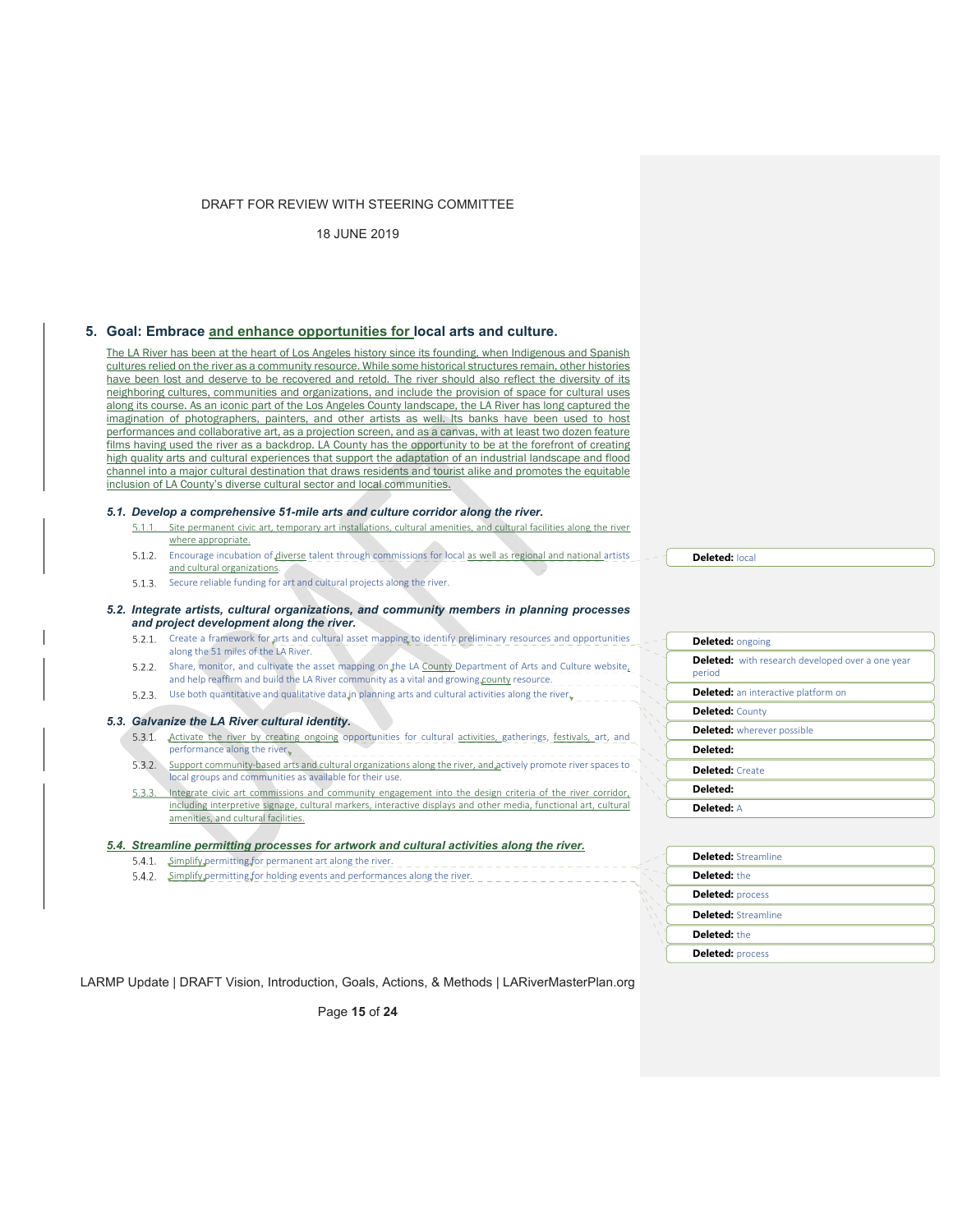DRAFT FOR REVIEW WITH STEERING COMMITTEE

18 JUNE 2019

## 5. Goal: Embrace and enhance opportunities for local arts and culture.

The LA River has been at the heart of Los Angeles history since its founding, when Indigenous and Spanish cultures relied on the river as a community resource. While some historical structures remain, other histories have been lost and deserve to be recovered and retold. The river should also reflect the diversity of its neighboring cultures, communities and organizations, and include the provision of space for cultural uses along its course. As an iconic part of the Los Angeles County landscape, the LA River has long captured the imagination of photographers, painters, and other artists as well. Its banks have been used to host performances and collaborative art, as a projection screen, and as a canvas, with at least two dozen feature films having used the river as a backdrop. LA County has the opportunity to be at the forefront of creating high quality arts and cultural experiences that support the adaptation of an industrial landscape and flood channel into a major cultural destination that draws residents and tourist alike and promotes the equitable inclusion of LA County's diverse cultural sector and local communities.

### *5.1. Develop a comprehensive 51-mile arts and culture corridor along the river.*

5.1.1. Site permanent civic art, temporary art installations, cultural amenities, and cultural facilities along the river where appropriate.

5.1.2. Encourage incubation of diverse talent through commissions for local as well as regional and national artists and cultural organizations.

5.1.3. Secure reliable funding for art and cultural projects along the river.

### *5.2. Integrate artists, cultural organizations, and community members in planning processes and project development along the river.*

5.2.1. Create a framework for arts and cultural asset mapping to identify preliminary resources and opportunities along the 51 miles of the LA River.

5.2.2. Share, monitor, and cultivate the asset mapping on the LA County Department of Arts and Culture website, and help reaffirm and build the LA River community as a vital and growing county resource.

5.2.3. Use both quantitative and qualitative data in planning arts and cultural activities along the river.

### *5.3. Galvanize the LA River cultural identity.*

5.3.1. Activate the river by creating ongoing opportunities for cultural activities, gatherings, festivals, art, and performance along the river.

5.3.2. Support community-based arts and cultural organizations along the river, and actively promote river spaces to local groups and communities as available for their use.

5.3.3. Integrate civic art commissions and community engagement into the design criteria of the river corridor, including interpretive signage, cultural markers, interactive displays and other media, functional art, cultural amenities, and cultural facilities.

### *5.4. Streamline permitting processes for artwork and cultural activities along the river.*

5.4.1. Simplify permitting for permanent art along the river.

5.4.2. Simplify permitting for holding events and performances along the river.

**Deleted:** local

**Deleted:** ongoing

**Deleted:** with research developed over a one year period

**Deleted:** an interactive platform on

**Deleted:** County

**Deleted:** wherever possible

**Deleted:**

**Deleted:** Create

**Deleted:**

**Deleted:** A

**Deleted:** Streamline

**Deleted:** the

**Deleted:** process

**Deleted:** Streamline

**Deleted:** the

**Deleted:** process

LARMP Update | DRAFT Vision, Introduction, Goals, Actions, & Methods | LARiverMasterPlan.org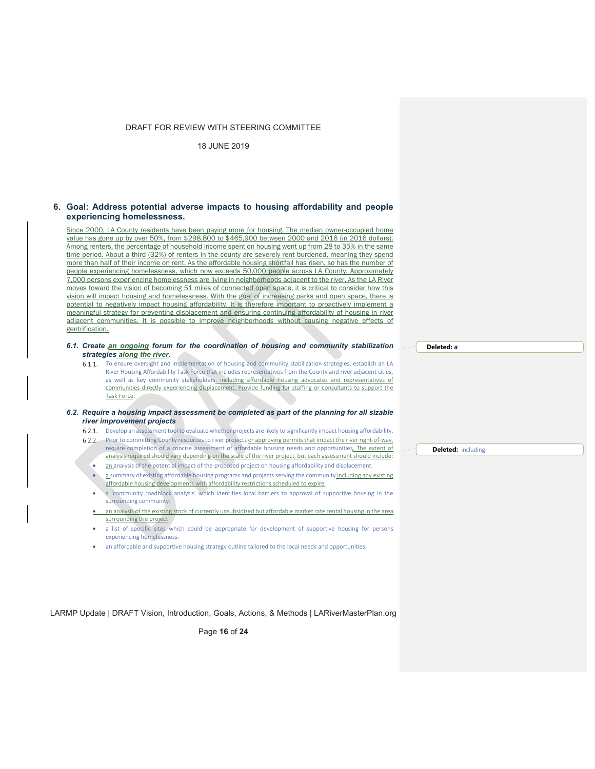DRAFT FOR REVIEW WITH STEERING COMMITTEE

18 JUNE 2019

## 6. Goal: Address potential adverse impacts to housing affordability and people experiencing homelessness.

Since 2000, LA County residents have been paying more for housing. The median owner-occupied home value has gone up by over 50%, from $298,800 to $465,900 between 2000 and 2016 (in 2016 dollars). Among renters, the percentage of household income spent on housing went up from 28 to 35% in the same time period. About a third (32%) of renters in the county are severely rent burdened, meaning they spend more than half of their income on rent. As the affordable housing shortfall has risen, so has the number of people experiencing homelessness, which now exceeds 50,000 people across LA County. Approximately 7,000 persons experiencing homelessness are living in neighborhoods adjacent to the river. As the LA River moves toward the vision of becoming 51 miles of connected open space, it is critical to consider how this vision will impact housing and homelessness. With the goal of increasing parks and open space, there is potential to negatively impact housing affordability. It is therefore important to proactively implement a meaningful strategy for preventing displacement and ensuring continuing affordability of housing in river adjacent communities. It is possible to improve neighborhoods without causing negative effects of gentrification.

### *6.1. Create an ongoing forum for the coordination of housing and community stabilization strategies along the river.*

6.1.1. To ensure oversight and implementation of housing and community stabilization strategies, establish an LA River Housing Affordability Task Force that includes representatives from the County and river adjacent cities, as well as key community stakeholders, including affordable housing advocates and representatives of communities directly experiencing displacement. Provide funding for staffing or consultants to support the Task Force.

### *6.2. Require a housing impact assessment be completed as part of the planning for all sizable river improvement projects*

6.2.1. Develop an assessment tool to evaluate whether projects are likely to significantly impact housing affordability.

6.2.2. Prior to committing County resources to river projects or approving permits that impact the river right-of-way, require completion of a concise assessment of affordable housing needs and opportunities. The extent of analysis required should vary depending on the scale of the river project, but each assessment should include:

- an analysis of the potential impact of the proposed project on housing affordability and displacement.
- a summary of existing affordable housing programs and projects serving the community including any existing affordable housing developments with affordability restrictions scheduled to expire.
- a 'community roadblock analysis' which identifies local barriers to approval of supportive housing in the surrounding community.
- an analysis of the existing stock of currently unsubsidized but affordable market rate rental housing in the area surrounding the project
- a list of specific sites which could be appropriate for development of supportive housing for persons experiencing homelessness.
- an affordable and supportive housing strategy outline tailored to the local needs and opportunities.

LARMP Update | DRAFT Vision, Introduction, Goals, Actions, & Methods | LARiverMasterPlan.org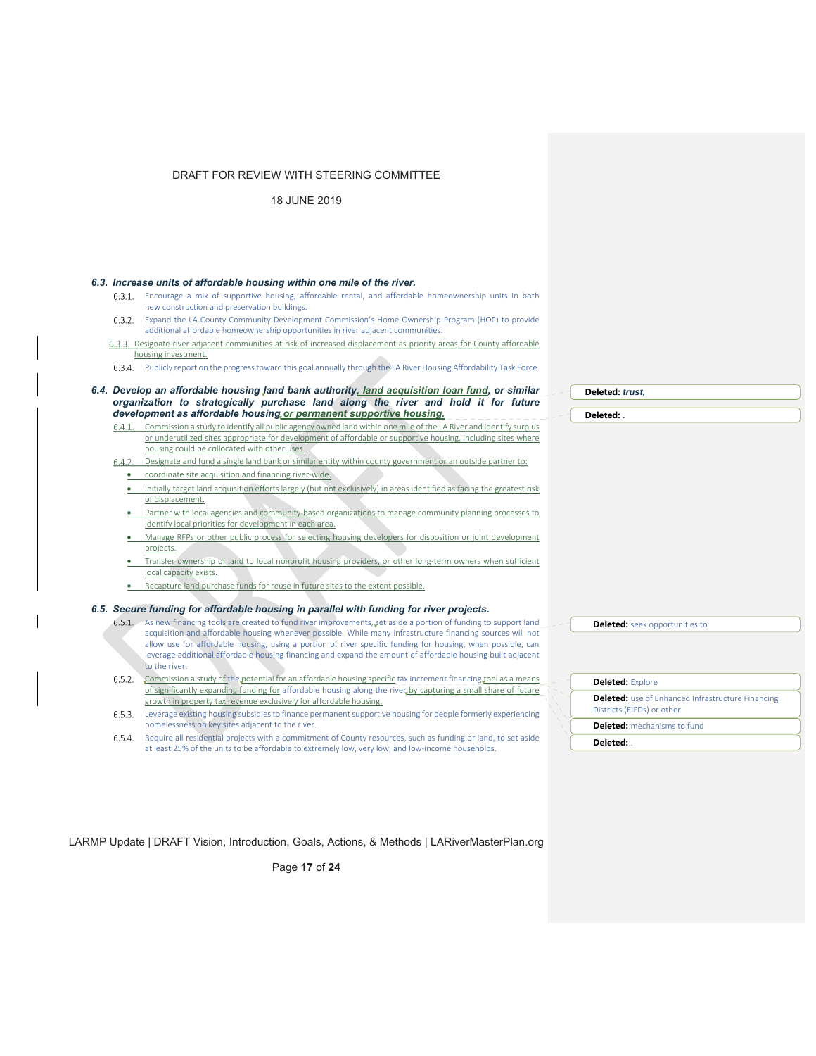### 6.3. Increase units of affordable housing within one mile of the river.

6.3.1. Encourage a mix of supportive housing, affordable rental, and affordable homeownership units in both new construction and preservation buildings.

6.3.2. Expand the LA County Community Development Commission's Home Ownership Program (HOP) to provide additional affordable homeownership opportunities in river adjacent communities.

6.3.3. Designate river adjacent communities at risk of increased displacement as priority areas for County affordable housing investment.

6.3.4. Publicly report on the progress toward this goal annually through the LA River Housing Affordability Task Force.

### 6.4. Develop an affordable housing land bank authority, land acquisition loan fund, or similar organization to strategically purchase land along the river and hold it for future development as affordable housing or permanent supportive housing.

6.4.1. Commission a study to identify all public agency owned land within one mile of the LA River and identify surplus or underutilized sites appropriate for development of affordable or supportive housing, including sites where housing could be collocated with other uses.

6.4.2. Designate and fund a single land bank or similar entity within county government or an outside partner to:

- coordinate site acquisition and financing river-wide.
- Initially target land acquisition efforts largely (but not exclusively) in areas identified as facing the greatest risk of displacement.
- Partner with local agencies and community-based organizations to manage community planning processes to identify local priorities for development in each area.
- Manage RFPs or other public process for selecting housing developers for disposition or joint development projects.
- Transfer ownership of land to local nonprofit housing providers, or other long-term owners when sufficient local capacity exists.
- Recapture land purchase funds for reuse in future sites to the extent possible.

### 6.5. Secure funding for affordable housing in parallel with funding for river projects.

6.5.1. As new financing tools are created to fund river improvements, set aside a portion of funding to support land acquisition and affordable housing whenever possible. While many infrastructure financing sources will not allow use for affordable housing, using a portion of river specific funding for housing, when possible, can leverage additional affordable housing financing and expand the amount of affordable housing built adjacent to the river.

6.5.2. Commission a study of the potential for an affordable housing specific tax increment financing tool as a means of significantly expanding funding for affordable housing along the river by capturing a small share of future growth in property tax revenue exclusively for affordable housing.

6.5.3. Leverage existing housing subsidies to finance permanent supportive housing for people formerly experiencing homelessness on key sites adjacent to the river.

6.5.4. Require all residential projects with a commitment of County resources, such as funding or land, to set aside at least 25% of the units to be affordable to extremely low, very low, and low-income households.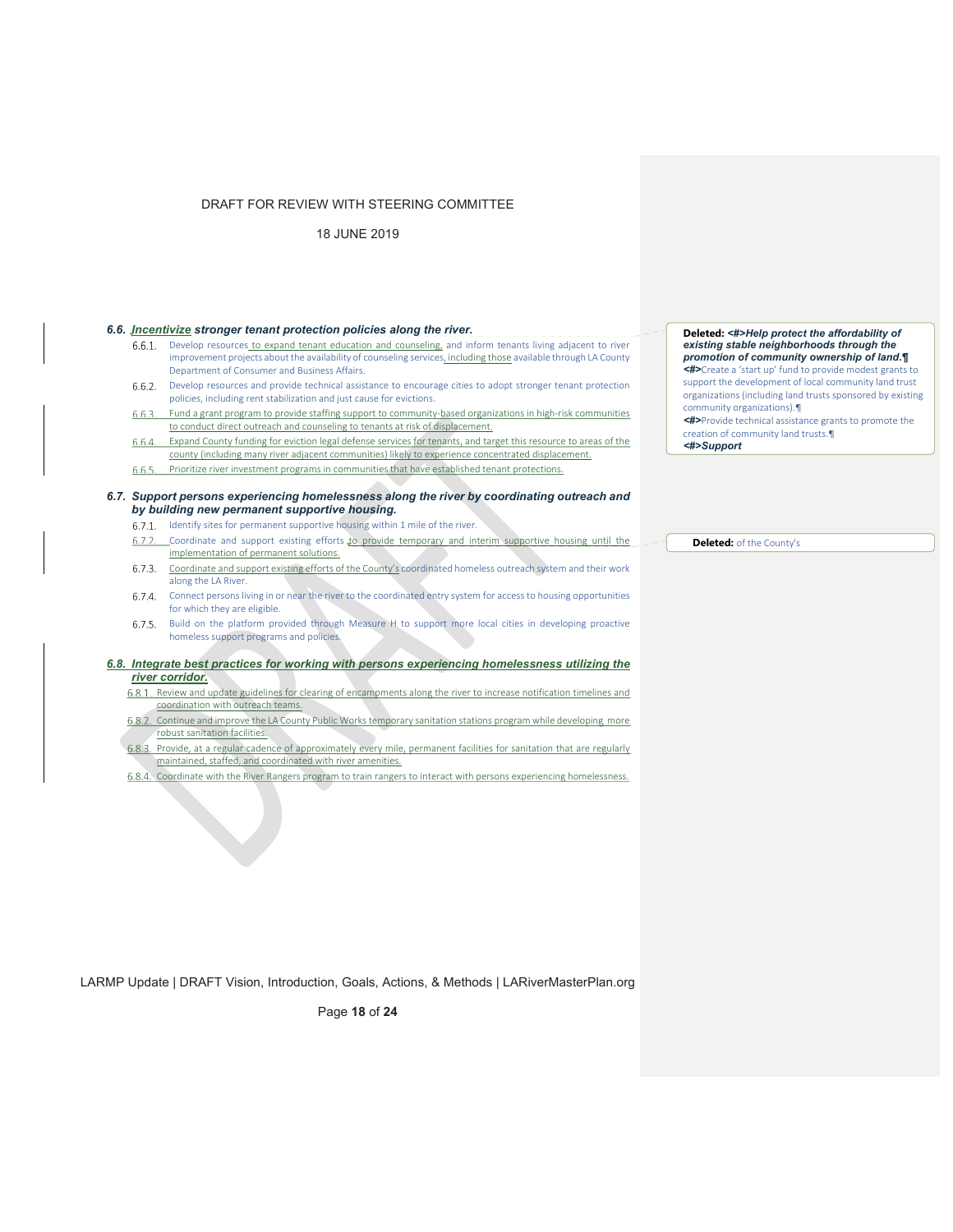### *6.6. Incentivize stronger tenant protection policies along the river.*

- 6.6.1. Develop resources to expand tenant education and counseling, and inform tenants living adjacent to river improvement projects about the availability of counseling services, including those available through LA County Department of Consumer and Business Affairs.
- 6.6.2. Develop resources and provide technical assistance to encourage cities to adopt stronger tenant protection policies, including rent stabilization and just cause for evictions.
- 6.6.3. Fund a grant program to provide staffing support to community-based organizations in high-risk communities to conduct direct outreach and counseling to tenants at risk of displacement.
- 6.6.4. Expand County funding for eviction legal defense services for tenants, and target this resource to areas of the county (including many river adjacent communities) likely to experience concentrated displacement.
- 6.6.5. Prioritize river investment programs in communities that have established tenant protections.

### *6.7. Support persons experiencing homelessness along the river by coordinating outreach and by building new permanent supportive housing.*

- 6.7.1. Identify sites for permanent supportive housing within 1 mile of the river.
- 6.7.2. Coordinate and support existing efforts to provide temporary and interim supportive housing until the implementation of permanent solutions.
- 6.7.3. Coordinate and support existing efforts of the County's coordinated homeless outreach system and their work along the LA River.
- 6.7.4. Connect persons living in or near the river to the coordinated entry system for access to housing opportunities for which they are eligible.
- 6.7.5. Build on the platform provided through Measure H to support more local cities in developing proactive homeless support programs and policies.

### *6.8. Integrate best practices for working with persons experiencing homelessness utilizing the river corridor.*

- 6.8.1. Review and update guidelines for clearing of encampments along the river to increase notification timelines and coordination with outreach teams.
- 6.8.2. Continue and improve the LA County Public Works temporary sanitation stations program while developing more robust sanitation facilities.
- 6.8.3. Provide, at a regular cadence of approximately every mile, permanent facilities for sanitation that are regularly maintained, staffed, and coordinated with river amenities.
- 6.8.4. Coordinate with the River Rangers program to train rangers to interact with persons experiencing homelessness.

**Deleted:** *<#>Help protect the affordability of existing stable neighborhoods through the promotion of community ownership of land.*¶
<#>Create a 'start up' fund to provide modest grants to support the development of local community land trust organizations (including land trusts sponsored by existing community organizations).¶
<#>Provide technical assistance grants to promote the creation of community land trusts.¶
*<#>Support*

**Deleted:** of the County's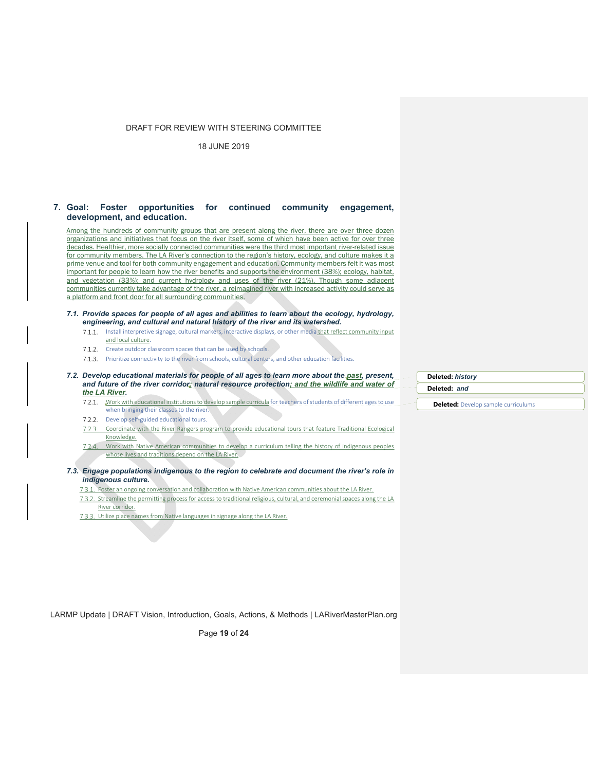## 7. Goal: Foster opportunities for continued community engagement, development, and education.

Among the hundreds of community groups that are present along the river, there are over three dozen organizations and initiatives that focus on the river itself, some of which have been active for over three decades. Healthier, more socially connected communities were the third most important river-related issue for community members. The LA River's connection to the region's history, ecology, and culture makes it a prime venue and tool for both community engagement and education. Community members felt it was most important for people to learn how the river benefits and supports the environment (38%); ecology, habitat, and vegetation (33%); and current hydrology and uses of the river (21%). Though some adjacent communities currently take advantage of the river, a reimagined river with increased activity could serve as a platform and front door for all surrounding communities.

### *7.1. Provide spaces for people of all ages and abilities to learn about the ecology, hydrology, engineering, and cultural and natural history of the river and its watershed.*

- 7.1.1. Install interpretive signage, cultural markers, interactive displays, or other media that reflect community input and local culture.
- 7.1.2. Create outdoor classroom spaces that can be used by schools.
- 7.1.3. Prioritize connectivity to the river from schools, cultural centers, and other education facilities.

### *7.2. Develop educational materials for people of all ages to learn more about the past, present, and future of the river corridor; natural resource protection; and the wildlife and water of the LA River.*

- 7.2.1. Work with educational institutions to develop sample curricula for teachers of students of different ages to use when bringing their classes to the river.
- 7.2.2. Develop self-guided educational tours.
- 7.2.3. Coordinate with the River Rangers program to provide educational tours that feature Traditional Ecological Knowledge.
- 7.2.4. Work with Native American communities to develop a curriculum telling the history of indigenous peoples whose lives and traditions depend on the LA River.

### *7.3. Engage populations indigenous to the region to celebrate and document the river's role in indigenous culture.*

- 7.3.1. Foster an ongoing conversation and collaboration with Native American communities about the LA River.
- 7.3.2. Streamline the permitting process for access to traditional religious, cultural, and ceremonial spaces along the LA River corridor.
- 7.3.3. Utilize place names from Native languages in signage along the LA River.

**Deleted:** *history*

**Deleted:** *and*

**Deleted:** Develop sample curriculums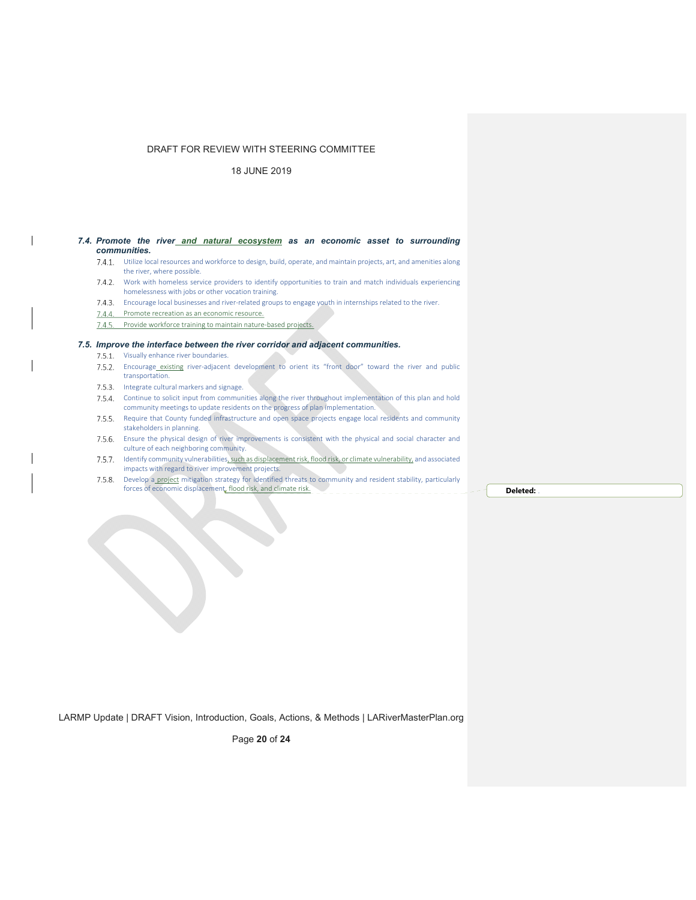### 7.4. Promote the river and natural ecosystem as an economic asset to surrounding communities.

- 7.4.1. Utilize local resources and workforce to design, build, operate, and maintain projects, art, and amenities along the river, where possible.
- 7.4.2. Work with homeless service providers to identify opportunities to train and match individuals experiencing homelessness with jobs or other vocation training.
- 7.4.3. Encourage local businesses and river-related groups to engage youth in internships related to the river.
- 7.4.4. Promote recreation as an economic resource.
- 7.4.5. Provide workforce training to maintain nature-based projects.

### 7.5. Improve the interface between the river corridor and adjacent communities.

- 7.5.1. Visually enhance river boundaries.
- 7.5.2. Encourage existing river-adjacent development to orient its "front door" toward the river and public transportation.
- 7.5.3. Integrate cultural markers and signage.
- 7.5.4. Continue to solicit input from communities along the river throughout implementation of this plan and hold community meetings to update residents on the progress of plan implementation.
- 7.5.5. Require that County funded infrastructure and open space projects engage local residents and community stakeholders in planning.
- 7.5.6. Ensure the physical design of river improvements is consistent with the physical and social character and culture of each neighboring community.
- 7.5.7. Identify community vulnerabilities, such as displacement risk, flood risk, or climate vulnerability, and associated impacts with regard to river improvement projects.
- 7.5.8. Develop a project mitigation strategy for identified threats to community and resident stability, particularly forces of economic displacement, flood risk, and climate risk.

**Deleted:** .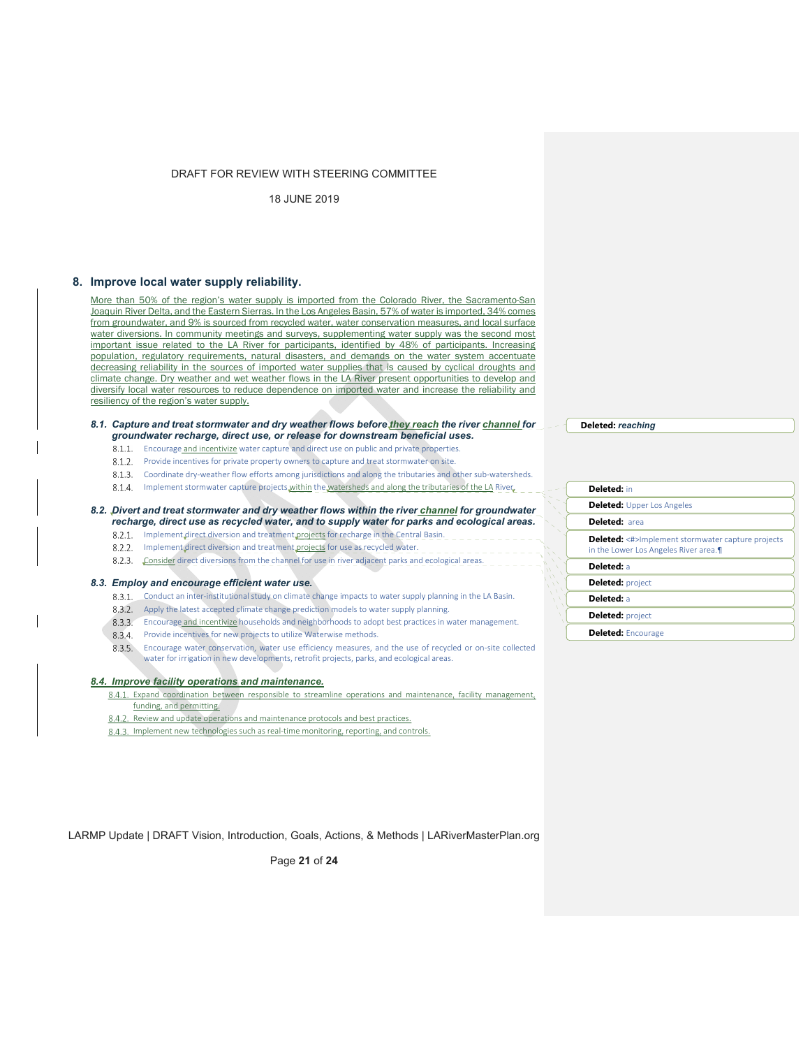DRAFT FOR REVIEW WITH STEERING COMMITTEE

18 JUNE 2019

## 8. Improve local water supply reliability.

More than 50% of the region's water supply is imported from the Colorado River, the Sacramento-San Joaquin River Delta, and the Eastern Sierras. In the Los Angeles Basin, 57% of water is imported, 34% comes from groundwater, and 9% is sourced from recycled water, water conservation measures, and local surface water diversions. In community meetings and surveys, supplementing water supply was the second most important issue related to the LA River for participants, identified by 48% of participants. Increasing population, regulatory requirements, natural disasters, and demands on the water system accentuate decreasing reliability in the sources of imported water supplies that is caused by cyclical droughts and climate change. Dry weather and wet weather flows in the LA River present opportunities to develop and diversify local water resources to reduce dependence on imported water and increase the reliability and resiliency of the region's water supply.

### *8.1. Capture and treat stormwater and dry weather flows before they reach the river channel for groundwater recharge, direct use, or release for downstream beneficial uses.*

- 8.1.1. Encourage and incentivize water capture and direct use on public and private properties.
- 8.1.2. Provide incentives for private property owners to capture and treat stormwater on site.
- 8.1.3. Coordinate dry-weather flow efforts among jurisdictions and along the tributaries and other sub-watersheds.
- 8.1.4. Implement stormwater capture projects within the watersheds and along the tributaries of the LA River.

### *8.2. Divert and treat stormwater and dry weather flows within the river channel for groundwater recharge, direct use as recycled water, and to supply water for parks and ecological areas.*

- 8.2.1. Implement direct diversion and treatment projects for recharge in the Central Basin.
- 8.2.2. Implement direct diversion and treatment projects for use as recycled water.
- 8.2.3. Consider direct diversions from the channel for use in river adjacent parks and ecological areas.

### *8.3. Employ and encourage efficient water use.*

- 8.3.1. Conduct an inter-institutional study on climate change impacts to water supply planning in the LA Basin.
- 8.3.2. Apply the latest accepted climate change prediction models to water supply planning.
- 8.3.3. Encourage and incentivize households and neighborhoods to adopt best practices in water management.
- 8.3.4. Provide incentives for new projects to utilize Waterwise methods.
- 8.3.5. Encourage water conservation, water use efficiency measures, and the use of recycled or on-site collected water for irrigation in new developments, retrofit projects, parks, and ecological areas.

### *8.4. Improve facility operations and maintenance.*

- 8.4.1. Expand coordination between responsible to streamline operations and maintenance, facility management, funding, and permitting.
- 8.4.2. Review and update operations and maintenance protocols and best practices.
- 8.4.3. Implement new technologies such as real-time monitoring, reporting, and controls.

**Deleted:** *reaching*

**Deleted:** in

**Deleted:** Upper Los Angeles

**Deleted:** area

**Deleted:** <#>Implement stormwater capture projects in the Lower Los Angeles River area.¶

**Deleted:** a

**Deleted:** project

**Deleted:** a

**Deleted:** project

**Deleted:** Encourage

LARMP Update | DRAFT Vision, Introduction, Goals, Actions, & Methods | LARiverMasterPlan.org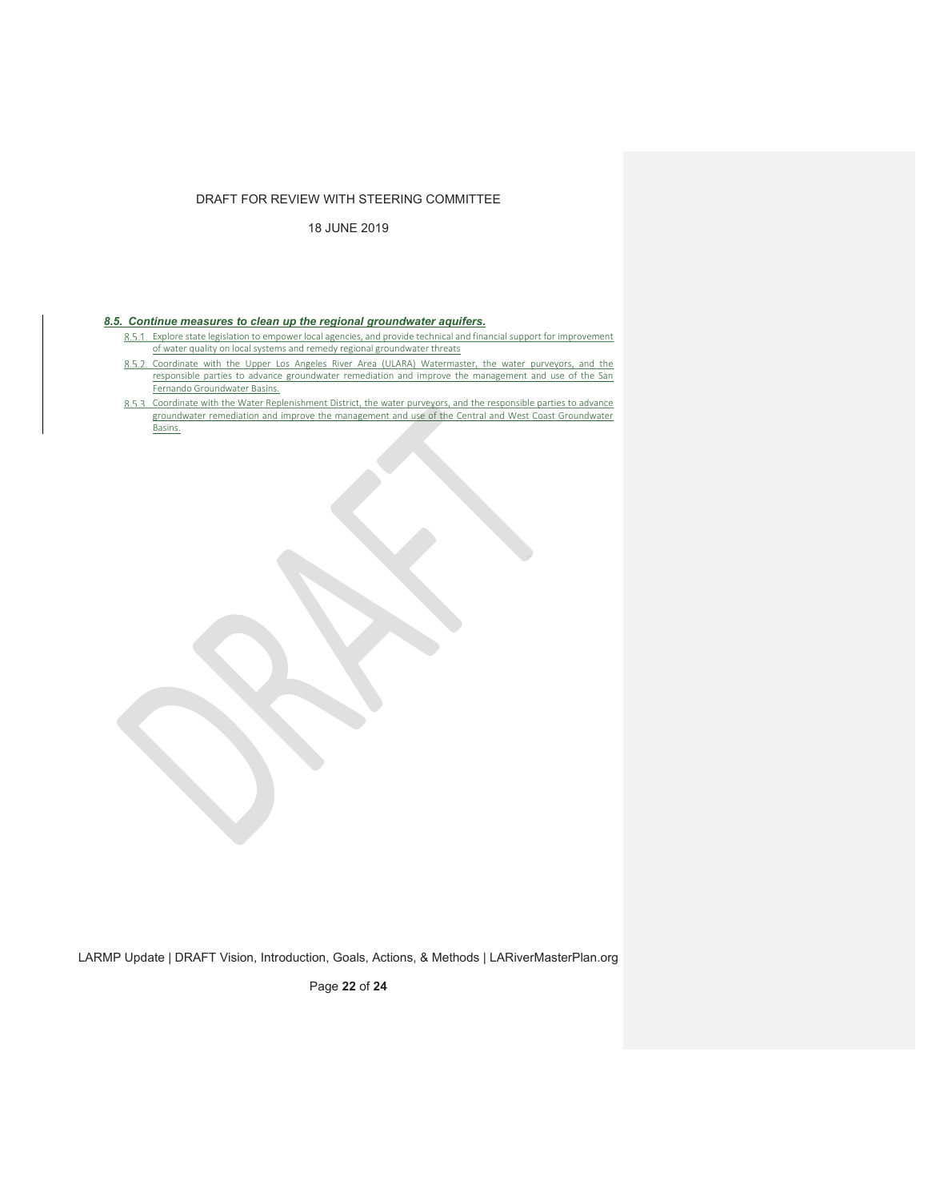***8.5. Continue measures to clean up the regional groundwater aquifers.***

8.5.1. Explore state legislation to empower local agencies, and provide technical and financial support for improvement of water quality on local systems and remedy regional groundwater threats

8.5.2. Coordinate with the Upper Los Angeles River Area (ULARA) Watermaster, the water purveyors, and the responsible parties to advance groundwater remediation and improve the management and use of the San Fernando Groundwater Basins.

8.5.3. Coordinate with the Water Replenishment District, the water purveyors, and the responsible parties to advance groundwater remediation and improve the management and use of the Central and West Coast Groundwater Basins.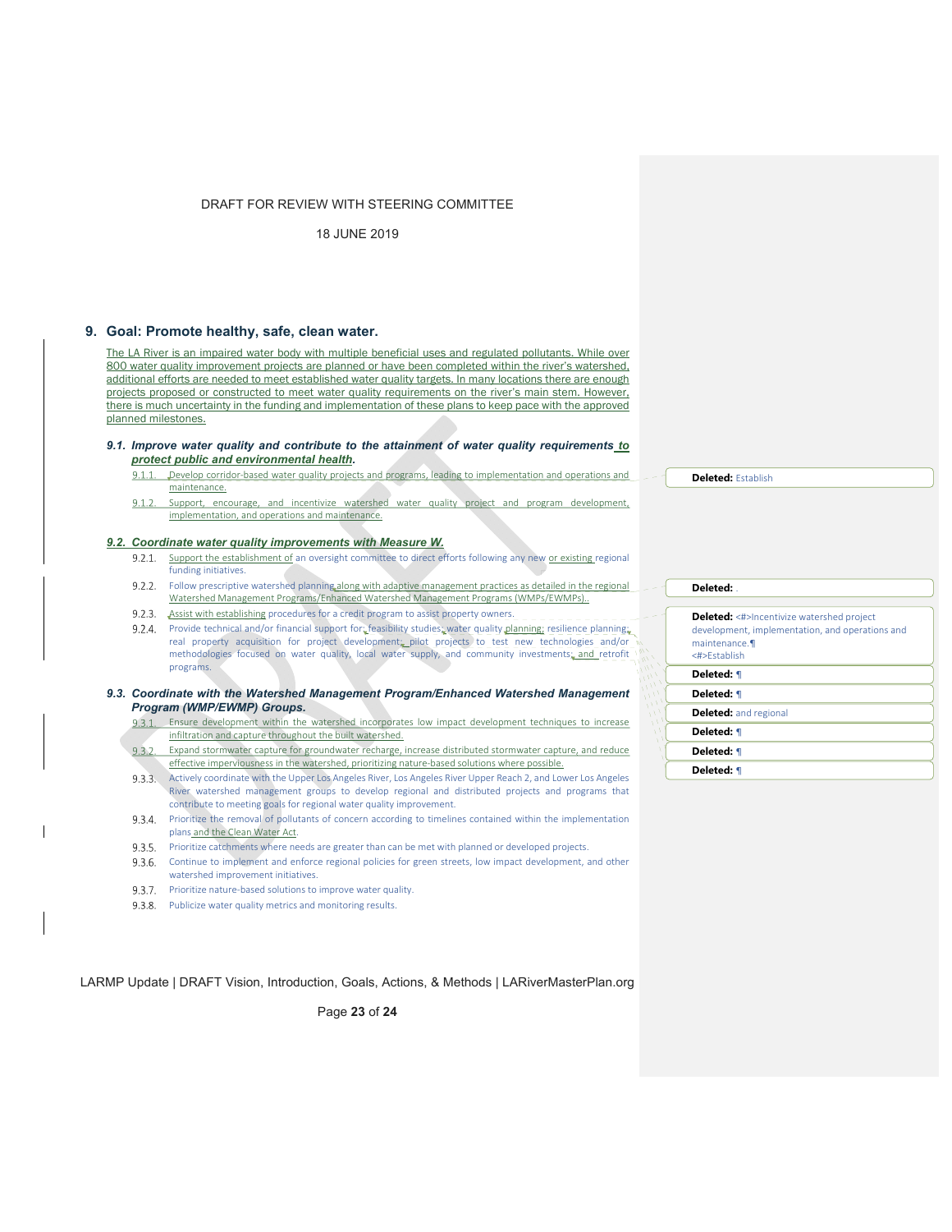## 9. Goal: Promote healthy, safe, clean water.

The LA River is an impaired water body with multiple beneficial uses and regulated pollutants. While over 800 water quality improvement projects are planned or have been completed within the river's watershed, additional efforts are needed to meet established water quality targets. In many locations there are enough projects proposed or constructed to meet water quality requirements on the river's main stem. However, there is much uncertainty in the funding and implementation of these plans to keep pace with the approved planned milestones.

### *9.1. Improve water quality and contribute to the attainment of water quality requirements to protect public and environmental health.*

9.1.1. Develop corridor-based water quality projects and programs, leading to implementation and operations and maintenance.

9.1.2. Support, encourage, and incentivize watershed water quality project and program development, implementation, and operations and maintenance.

### *9.2. Coordinate water quality improvements with Measure W.*

9.2.1. Support the establishment of an oversight committee to direct efforts following any new or existing regional funding initiatives.

9.2.2. Follow prescriptive watershed planning along with adaptive management practices as detailed in the regional Watershed Management Programs/Enhanced Watershed Management Programs (WMPs/EWMPs)..

9.2.3. Assist with establishing procedures for a credit program to assist property owners.

9.2.4. Provide technical and/or financial support for: feasibility studies; water quality planning; resilience planning; real property acquisition for project development; pilot projects to test new technologies and/or methodologies focused on water quality, local water supply, and community investments; and retrofit programs.

### *9.3. Coordinate with the Watershed Management Program/Enhanced Watershed Management Program (WMP/EWMP) Groups.*

9.3.1. Ensure development within the watershed incorporates low impact development techniques to increase infiltration and capture throughout the built watershed.

9.3.2. Expand stormwater capture for groundwater recharge, increase distributed stormwater capture, and reduce effective imperviousness in the watershed, prioritizing nature-based solutions where possible.

9.3.3. Actively coordinate with the Upper Los Angeles River, Los Angeles River Upper Reach 2, and Lower Los Angeles River watershed management groups to develop regional and distributed projects and programs that contribute to meeting goals for regional water quality improvement.

9.3.4. Prioritize the removal of pollutants of concern according to timelines contained within the implementation plans and the Clean Water Act.

9.3.5. Prioritize catchments where needs are greater than can be met with planned or developed projects.

9.3.6. Continue to implement and enforce regional policies for green streets, low impact development, and other watershed improvement initiatives.

9.3.7. Prioritize nature-based solutions to improve water quality.

9.3.8. Publicize water quality metrics and monitoring results.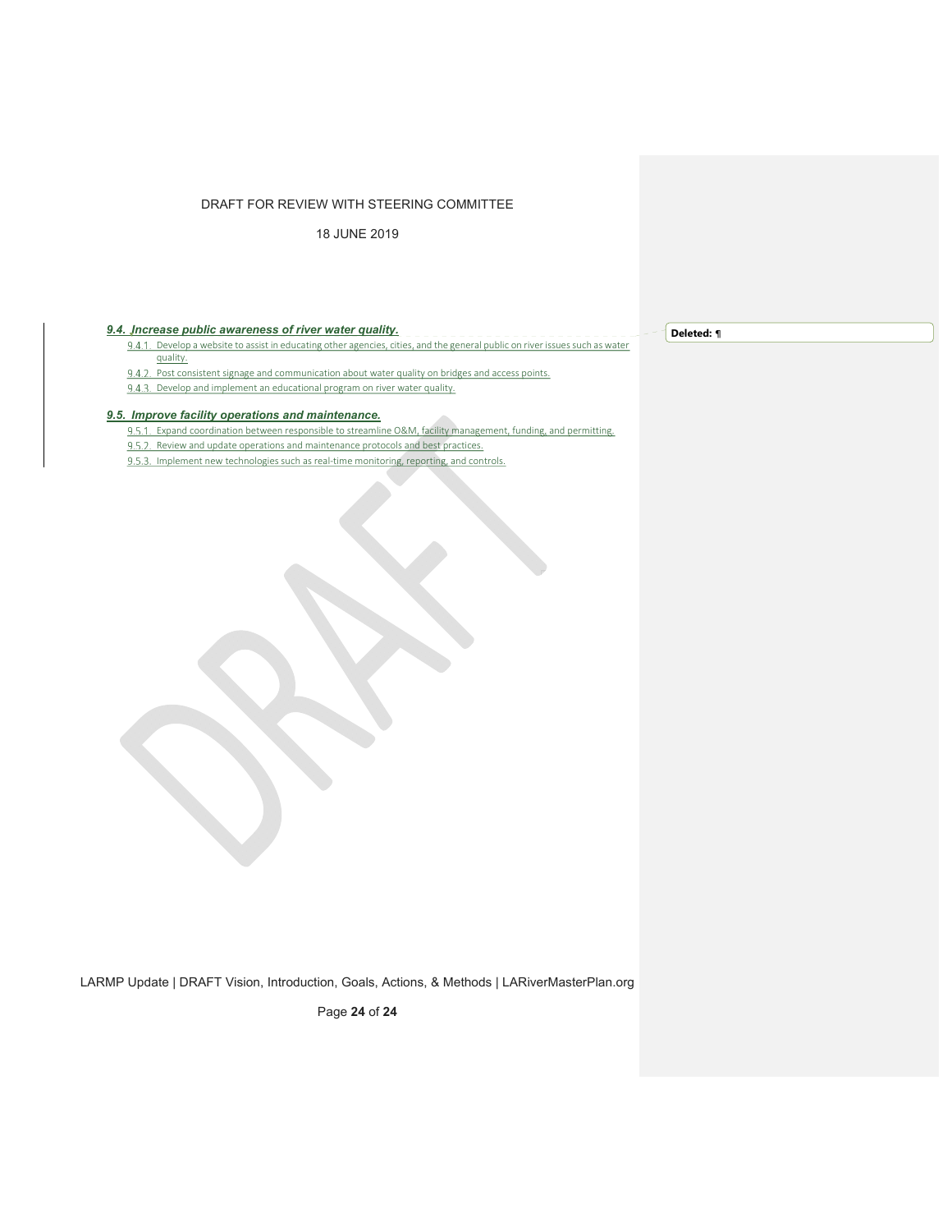### *9.4. Increase public awareness of river water quality.*

- 9.4.1. Develop a website to assist in educating other agencies, cities, and the general public on river issues such as water quality.
- 9.4.2. Post consistent signage and communication about water quality on bridges and access points.
- 9.4.3. Develop and implement an educational program on river water quality.

### *9.5. Improve facility operations and maintenance.*

- 9.5.1. Expand coordination between responsible to streamline O&M, facility management, funding, and permitting.
- 9.5.2. Review and update operations and maintenance protocols and best practices.
- 9.5.3. Implement new technologies such as real-time monitoring, reporting, and controls.